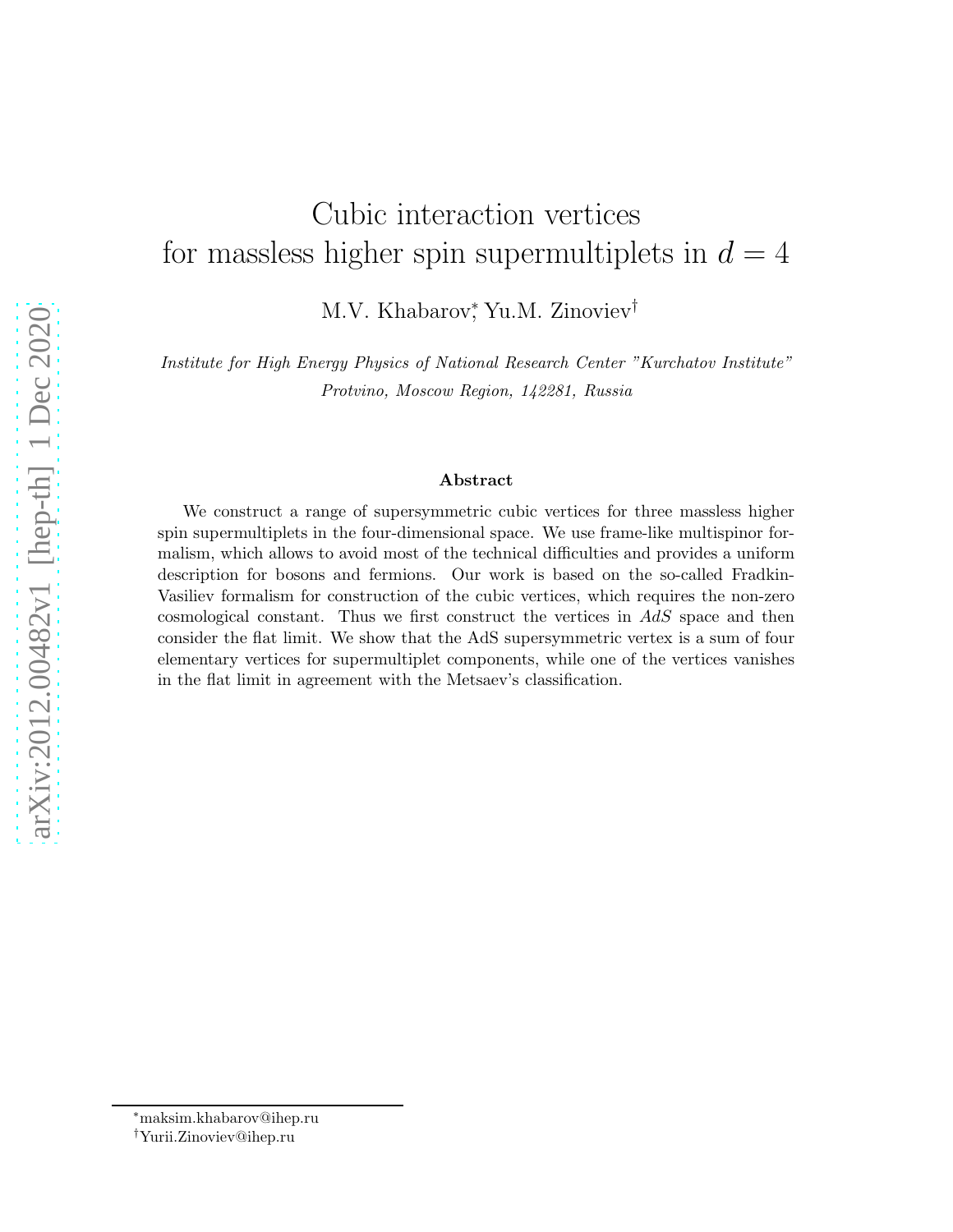# Cubic interaction vertices for massless higher spin supermultiplets in $d = 4$

M.V. Khabarov[*], Yu.M. Zinoviev[†]

*Institute for High Energy Physics of National Research Center "Kurchatov Institute"*
*Protvino, Moscow Region, 142281, Russia*

### Abstract

We construct a range of supersymmetric cubic vertices for three massless higher spin supermultiplets in the four-dimensional space. We use frame-like multispinor formalism, which allows to avoid most of the technical difficulties and provides a uniform description for bosons and fermions. Our work is based on the so-called Fradkin-Vasiliev formalism for construction of the cubic vertices, which requires the non-zero cosmological constant. Thus we first construct the vertices in *AdS* space and then consider the flat limit. We show that the AdS supersymmetric vertex is a sum of four elementary vertices for supermultiplet components, while one of the vertices vanishes in the flat limit in agreement with the Metsaev's classification.

---

[*] maksim.khabarov@ihep.ru

[†] Yurii.Zinoviev@ihep.ru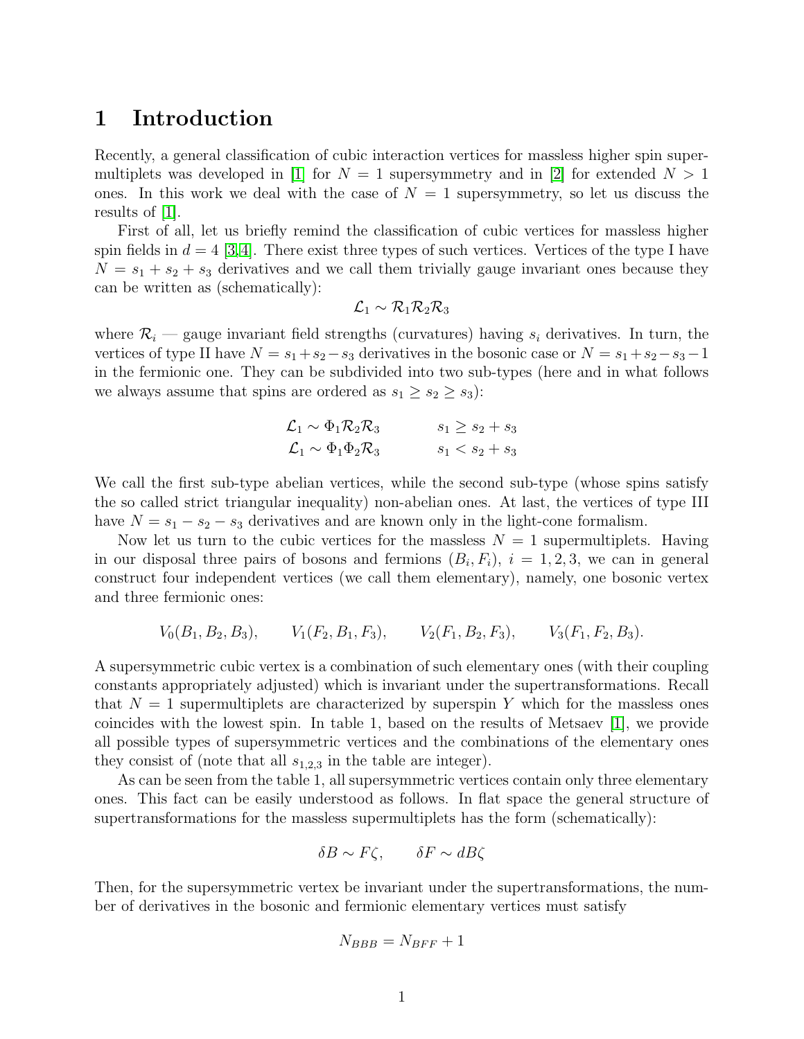# 1 Introduction

Recently, a general classification of cubic interaction vertices for massless higher spin supermultiplets was developed in [1] for $N = 1$ supersymmetry and in [2] for extended $N > 1$ ones. In this work we deal with the case of $N = 1$ supersymmetry, so let us discuss the results of [1].

First of all, let us briefly remind the classification of cubic vertices for massless higher spin fields in $d = 4$ [3,4]. There exist three types of such vertices. Vertices of the type I have $N = s_1 + s_2 + s_3$ derivatives and we call them trivially gauge invariant ones because they can be written as (schematically):

$$\mathcal{L}_1 \sim \mathcal{R}_1 \mathcal{R}_2 \mathcal{R}_3$$

where $\mathcal{R}_i$ — gauge invariant field strengths (curvatures) having $s_i$ derivatives. In turn, the vertices of type II have $N = s_1 + s_2 - s_3$ derivatives in the bosonic case or $N = s_1 + s_2 - s_3 - 1$ in the fermionic one. They can be subdivided into two sub-types (here and in what follows we always assume that spins are ordered as $s_1 \ge s_2 \ge s_3$):

$$\begin{array}{ll} \mathcal{L}_1 \sim \Phi_1 \mathcal{R}_2 \mathcal{R}_3 \qquad & s_1 \ge s_2 + s_3 \\ \mathcal{L}_1 \sim \Phi_1 \Phi_2 \mathcal{R}_3 \qquad & s_1 < s_2 + s_3 \end{array}$$

We call the first sub-type abelian vertices, while the second sub-type (whose spins satisfy the so called strict triangular inequality) non-abelian ones. At last, the vertices of type III have $N = s_1 - s_2 - s_3$ derivatives and are known only in the light-cone formalism.

Now let us turn to the cubic vertices for the massless $N = 1$ supermultiplets. Having in our disposal three pairs of bosons and fermions $(B_i, F_i)$, $i = 1, 2, 3$, we can in general construct four independent vertices (we call them elementary), namely, one bosonic vertex and three fermionic ones:

$$V_0(B_1, B_2, B_3), \qquad V_1(F_2, B_1, F_3), \qquad V_2(F_1, B_2, F_3), \qquad V_3(F_1, F_2, B_3).$$

A supersymmetric cubic vertex is a combination of such elementary ones (with their coupling constants appropriately adjusted) which is invariant under the supertransformations. Recall that $N = 1$ supermultiplets are characterized by superspin $Y$ which for the massless ones coincides with the lowest spin. In table 1, based on the results of Metsaev [1], we provide all possible types of supersymmetric vertices and the combinations of the elementary ones they consist of (note that all $s_{1,2,3}$ in the table are integer).

As can be seen from the table 1, all supersymmetric vertices contain only three elementary ones. This fact can be easily understood as follows. In flat space the general structure of supertransformations for the massless supermultiplets has the form (schematically):

$$\delta B \sim F\zeta, \qquad \delta F \sim dB\zeta$$

Then, for the supersymmetric vertex be invariant under the supertransformations, the number of derivatives in the bosonic and fermionic elementary vertices must satisfy

$$N_{BBB} = N_{BFF} + 1$$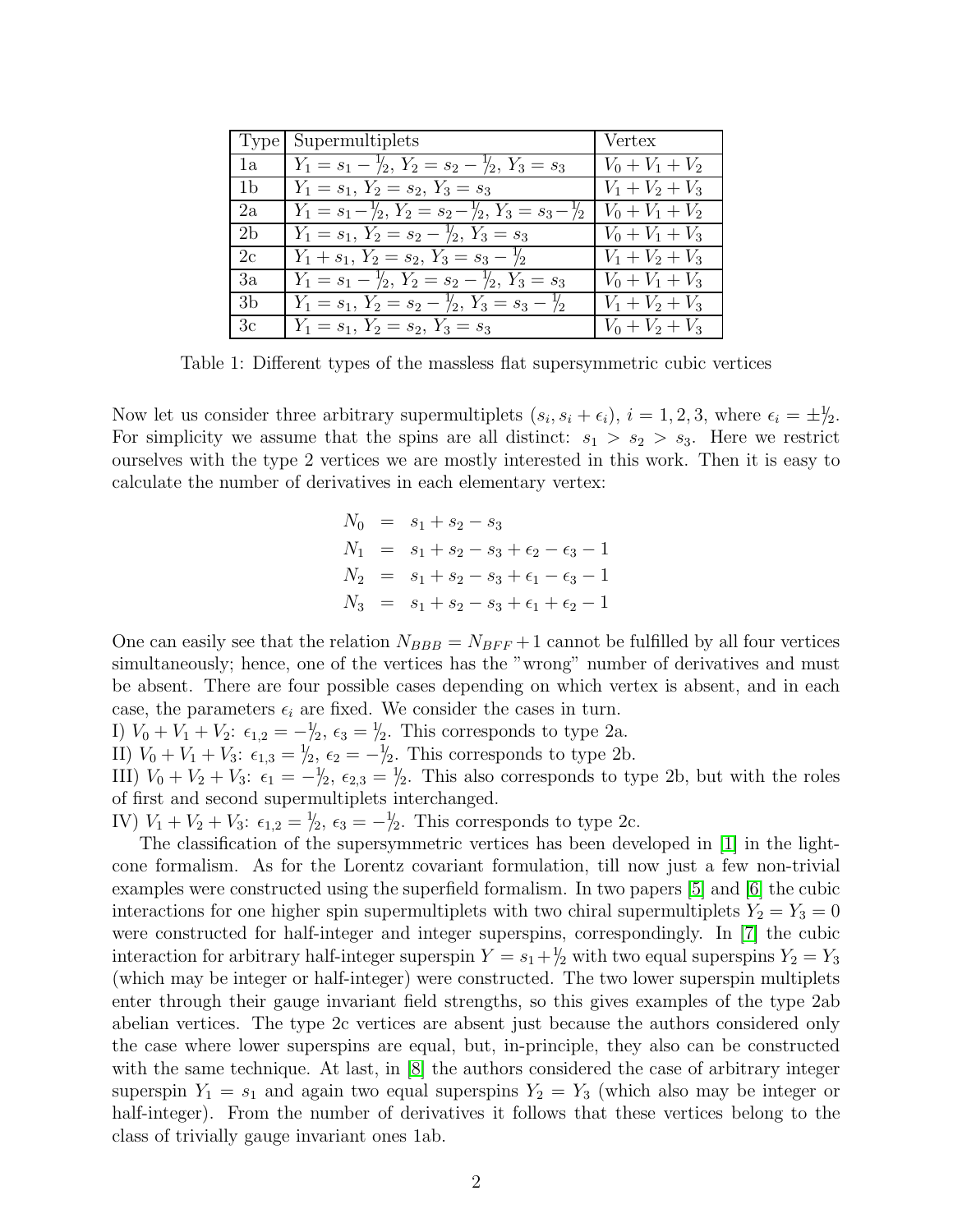| Type | Supermultiplets | Vertex |
|---|---|---|
| 1a | $Y_1 = s_1 - \frac{1}{2}$, $Y_2 = s_2 - \frac{1}{2}$, $Y_3 = s_3$ | $V_0 + V_1 + V_2$ |
| 1b | $Y_1 = s_1$, $Y_2 = s_2$, $Y_3 = s_3$ | $V_1 + V_2 + V_3$ |
| 2a | $Y_1 = s_1 - \frac{1}{2}$, $Y_2 = s_2 - \frac{1}{2}$, $Y_3 = s_3 - \frac{1}{2}$ | $V_0 + V_1 + V_2$ |
| 2b | $Y_1 = s_1$, $Y_2 = s_2 - \frac{1}{2}$, $Y_3 = s_3$ | $V_0 + V_1 + V_3$ |
| 2c | $Y_1 + s_1$, $Y_2 = s_2$, $Y_3 = s_3 - \frac{1}{2}$ | $V_1 + V_2 + V_3$ |
| 3a | $Y_1 = s_1 - \frac{1}{2}$, $Y_2 = s_2 - \frac{1}{2}$, $Y_3 = s_3$ | $V_0 + V_1 + V_3$ |
| 3b | $Y_1 = s_1$, $Y_2 = s_2 - \frac{1}{2}$, $Y_3 = s_3 - \frac{1}{2}$ | $V_1 + V_2 + V_3$ |
| 3c | $Y_1 = s_1$, $Y_2 = s_2$, $Y_3 = s_3$ | $V_0 + V_2 + V_3$ |

Table 1: Different types of the massless flat supersymmetric cubic vertices

Now let us consider three arbitrary supermultiplets $(s_i, s_i + \epsilon_i)$, $i = 1, 2, 3$, where $\epsilon_i = \pm\frac{1}{2}$. For simplicity we assume that the spins are all distinct: $s_1 > s_2 > s_3$. Here we restrict ourselves with the type 2 vertices we are mostly interested in this work. Then it is easy to calculate the number of derivatives in each elementary vertex:

$$
\begin{aligned}
N_0 &= s_1 + s_2 - s_3 \\
N_1 &= s_1 + s_2 - s_3 + \epsilon_2 - \epsilon_3 - 1 \\
N_2 &= s_1 + s_2 - s_3 + \epsilon_1 - \epsilon_3 - 1 \\
N_3 &= s_1 + s_2 - s_3 + \epsilon_1 + \epsilon_2 - 1
\end{aligned}
$$

One can easily see that the relation $N_{BBB} = N_{BFF} + 1$ cannot be fulfilled by all four vertices simultaneously; hence, one of the vertices has the "wrong" number of derivatives and must be absent. There are four possible cases depending on which vertex is absent, and in each case, the parameters $\epsilon_i$ are fixed. We consider the cases in turn.

I) $V_0 + V_1 + V_2$: $\epsilon_{1,2} = -\frac{1}{2}$, $\epsilon_3 = \frac{1}{2}$. This corresponds to type 2a.

II) $V_0 + V_1 + V_3$: $\epsilon_{1,3} = \frac{1}{2}$, $\epsilon_2 = -\frac{1}{2}$. This corresponds to type 2b.

III) $V_0 + V_2 + V_3$: $\epsilon_1 = -\frac{1}{2}$, $\epsilon_{2,3} = \frac{1}{2}$. This also corresponds to type 2b, but with the roles of first and second supermultiplets interchanged.

IV) $V_1 + V_2 + V_3$: $\epsilon_{1,2} = \frac{1}{2}$, $\epsilon_3 = -\frac{1}{2}$. This corresponds to type 2c.

The classification of the supersymmetric vertices has been developed in [1] in the light-cone formalism. As for the Lorentz covariant formulation, till now just a few non-trivial examples were constructed using the superfield formalism. In two papers [5] and [6] the cubic interactions for one higher spin supermultiplets with two chiral supermultiplets $Y_2 = Y_3 = 0$ were constructed for half-integer and integer superspins, correspondingly. In [7] the cubic interaction for arbitrary half-integer superspin $Y = s_1 + \frac{1}{2}$ with two equal superspins $Y_2 = Y_3$ (which may be integer or half-integer) were constructed. The two lower superspin multiplets enter through their gauge invariant field strengths, so this gives examples of the type 2ab abelian vertices. The type 2c vertices are absent just because the authors considered only the case where lower superspins are equal, but, in-principle, they also can be constructed with the same technique. At last, in [8] the authors considered the case of arbitrary integer superspin $Y_1 = s_1$ and again two equal superspins $Y_2 = Y_3$ (which also may be integer or half-integer). From the number of derivatives it follows that these vertices belong to the class of trivially gauge invariant ones 1ab.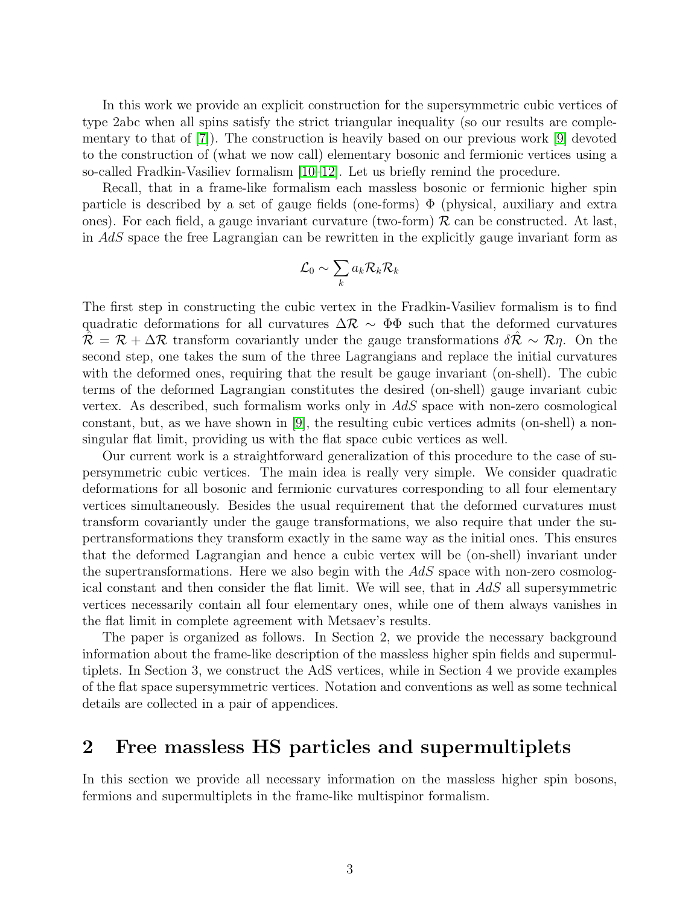In this work we provide an explicit construction for the supersymmetric cubic vertices of type 2abc when all spins satisfy the strict triangular inequality (so our results are complementary to that of [7]). The construction is heavily based on our previous work [9] devoted to the construction of (what we now call) elementary bosonic and fermionic vertices using a so-called Fradkin-Vasiliev formalism [10–12]. Let us briefly remind the procedure.

Recall, that in a frame-like formalism each massless bosonic or fermionic higher spin particle is described by a set of gauge fields (one-forms) $\Phi$ (physical, auxiliary and extra ones). For each field, a gauge invariant curvature (two-form) $\mathcal{R}$ can be constructed. At last, in $AdS$ space the free Lagrangian can be rewritten in the explicitly gauge invariant form as

$$\mathcal{L}_0 \sim \sum_k a_k \mathcal{R}_k \mathcal{R}_k$$

The first step in constructing the cubic vertex in the Fradkin-Vasiliev formalism is to find quadratic deformations for all curvatures $\Delta\mathcal{R} \sim \Phi\Phi$ such that the deformed curvatures $\hat{\mathcal{R}} = \mathcal{R} + \Delta\mathcal{R}$ transform covariantly under the gauge transformations $\delta\hat{\mathcal{R}} \sim \mathcal{R}\eta$. On the second step, one takes the sum of the three Lagrangians and replace the initial curvatures with the deformed ones, requiring that the result be gauge invariant (on-shell). The cubic terms of the deformed Lagrangian constitutes the desired (on-shell) gauge invariant cubic vertex. As described, such formalism works only in $AdS$ space with non-zero cosmological constant, but, as we have shown in [9], the resulting cubic vertices admits (on-shell) a non-singular flat limit, providing us with the flat space cubic vertices as well.

Our current work is a straightforward generalization of this procedure to the case of supersymmetric cubic vertices. The main idea is really very simple. We consider quadratic deformations for all bosonic and fermionic curvatures corresponding to all four elementary vertices simultaneously. Besides the usual requirement that the deformed curvatures must transform covariantly under the gauge transformations, we also require that under the supertransformations they transform exactly in the same way as the initial ones. This ensures that the deformed Lagrangian and hence a cubic vertex will be (on-shell) invariant under the supertransformations. Here we also begin with the $AdS$ space with non-zero cosmological constant and then consider the flat limit. We will see, that in $AdS$ all supersymmetric vertices necessarily contain all four elementary ones, while one of them always vanishes in the flat limit in complete agreement with Metsaev's results.

The paper is organized as follows. In Section 2, we provide the necessary background information about the frame-like description of the massless higher spin fields and supermultiplets. In Section 3, we construct the AdS vertices, while in Section 4 we provide examples of the flat space supersymmetric vertices. Notation and conventions as well as some technical details are collected in a pair of appendices.

## 2 Free massless HS particles and supermultiplets

In this section we provide all necessary information on the massless higher spin bosons, fermions and supermultiplets in the frame-like multispinor formalism.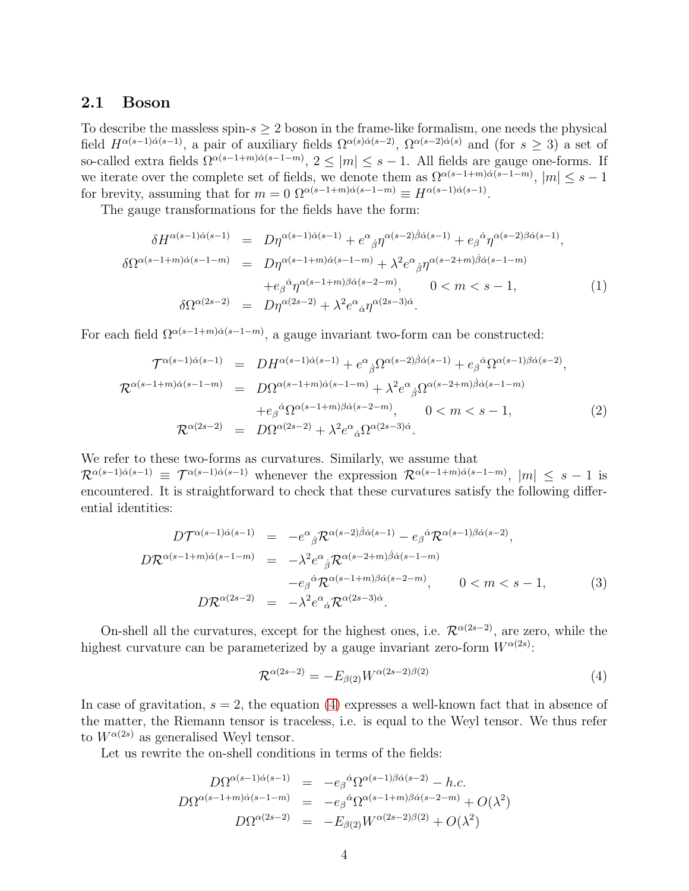### 2.1 Boson

To describe the massless spin-$s \geq 2$ boson in the frame-like formalism, one needs the physical field $H^{\alpha(s-1)\dot\alpha(s-1)}$, a pair of auxiliary fields $\Omega^{\alpha(s)\dot\alpha(s-2)}$, $\Omega^{\alpha(s-2)\dot\alpha(s)}$ and (for $s \geq 3$) a set of so-called extra fields $\Omega^{\alpha(s-1+m)\dot\alpha(s-1-m)}$, $2 \leq |m| \leq s-1$. All fields are gauge one-forms. If we iterate over the complete set of fields, we denote them as $\Omega^{\alpha(s-1+m)\dot\alpha(s-1-m)}$, $|m| \leq s-1$ for brevity, assuming that for $m = 0$ $\Omega^{\alpha(s-1+m)\dot\alpha(s-1-m)} \equiv H^{\alpha(s-1)\dot\alpha(s-1)}$.

The gauge transformations for the fields have the form:

$$
\begin{aligned}
\delta H^{\alpha(s-1)\dot\alpha(s-1)} &= D\eta^{\alpha(s-1)\dot\alpha(s-1)} + e^\alpha{}_{\dot\beta}\eta^{\alpha(s-2)\dot\beta\dot\alpha(s-1)} + e_\beta{}^{\dot\alpha}\eta^{\alpha(s-2)\beta\dot\alpha(s-1)}, \\
\delta\Omega^{\alpha(s-1+m)\dot\alpha(s-1-m)} &= D\eta^{\alpha(s-1+m)\dot\alpha(s-1-m)} + \lambda^2 e^\alpha{}_{\dot\beta}\eta^{\alpha(s-2+m)\dot\beta\dot\alpha(s-1-m)} \\
&\quad + e_\beta{}^{\dot\alpha}\eta^{\alpha(s-1+m)\beta\dot\alpha(s-2-m)}, \qquad 0 < m < s-1, \\
\delta\Omega^{\alpha(2s-2)} &= D\eta^{\alpha(2s-2)} + \lambda^2 e^\alpha{}_{\dot\alpha}\eta^{\alpha(2s-3)\dot\alpha}.
\end{aligned}
\tag{1}
$$

For each field $\Omega^{\alpha(s-1+m)\dot\alpha(s-1-m)}$, a gauge invariant two-form can be constructed:

$$
\begin{aligned}
\mathcal{T}^{\alpha(s-1)\dot\alpha(s-1)} &= DH^{\alpha(s-1)\dot\alpha(s-1)} + e^\alpha{}_{\dot\beta}\Omega^{\alpha(s-2)\dot\beta\dot\alpha(s-1)} + e_\beta{}^{\dot\alpha}\Omega^{\alpha(s-1)\beta\dot\alpha(s-2)}, \\
\mathcal{R}^{\alpha(s-1+m)\dot\alpha(s-1-m)} &= D\Omega^{\alpha(s-1+m)\dot\alpha(s-1-m)} + \lambda^2 e^\alpha{}_{\dot\beta}\Omega^{\alpha(s-2+m)\dot\beta\dot\alpha(s-1-m)} \\
&\quad + e_\beta{}^{\dot\alpha}\Omega^{\alpha(s-1+m)\beta\dot\alpha(s-2-m)}, \qquad 0 < m < s-1, \\
\mathcal{R}^{\alpha(2s-2)} &= D\Omega^{\alpha(2s-2)} + \lambda^2 e^\alpha{}_{\dot\alpha}\Omega^{\alpha(2s-3)\dot\alpha}.
\end{aligned}
\tag{2}
$$

We refer to these two-forms as curvatures. Similarly, we assume that $\mathcal{R}^{\alpha(s-1)\dot\alpha(s-1)} \equiv \mathcal{T}^{\alpha(s-1)\dot\alpha(s-1)}$ whenever the expression $\mathcal{R}^{\alpha(s-1+m)\dot\alpha(s-1-m)}$, $|m| \leq s-1$ is encountered. It is straightforward to check that these curvatures satisfy the following differential identities:

$$
\begin{aligned}
D\mathcal{T}^{\alpha(s-1)\dot\alpha(s-1)} &= -e^\alpha{}_{\dot\beta}\mathcal{R}^{\alpha(s-2)\dot\beta\dot\alpha(s-1)} - e_\beta{}^{\dot\alpha}\mathcal{R}^{\alpha(s-1)\beta\dot\alpha(s-2)}, \\
D\mathcal{R}^{\alpha(s-1+m)\dot\alpha(s-1-m)} &= -\lambda^2 e^\alpha{}_{\dot\beta}\mathcal{R}^{\alpha(s-2+m)\dot\beta\dot\alpha(s-1-m)} \\
&\quad - e_\beta{}^{\dot\alpha}\mathcal{R}^{\alpha(s-1+m)\beta\dot\alpha(s-2-m)}, \qquad 0 < m < s-1, \\
D\mathcal{R}^{\alpha(2s-2)} &= -\lambda^2 e^\alpha{}_{\dot\alpha}\mathcal{R}^{\alpha(2s-3)\dot\alpha}.
\end{aligned}
\tag{3}
$$

On-shell all the curvatures, except for the highest ones, i.e. $\mathcal{R}^{\alpha(2s-2)}$, are zero, while the highest curvature can be parameterized by a gauge invariant zero-form $W^{\alpha(2s)}$:

$$
\mathcal{R}^{\alpha(2s-2)} = -E_{\beta(2)}W^{\alpha(2s-2)\beta(2)}
\tag{4}
$$

In case of gravitation, $s = 2$, the equation (4) expresses a well-known fact that in absence of the matter, the Riemann tensor is traceless, i.e. is equal to the Weyl tensor. We thus refer to $W^{\alpha(2s)}$ as generalised Weyl tensor.

Let us rewrite the on-shell conditions in terms of the fields:

$$
\begin{aligned}
D\Omega^{\alpha(s-1)\dot\alpha(s-1)} &= -e_\beta{}^{\dot\alpha}\Omega^{\alpha(s-1)\beta\dot\alpha(s-2)} - h.c. \\
D\Omega^{\alpha(s-1+m)\dot\alpha(s-1-m)} &= -e_\beta{}^{\dot\alpha}\Omega^{\alpha(s-1+m)\beta\dot\alpha(s-2-m)} + O(\lambda^2) \\
D\Omega^{\alpha(2s-2)} &= -E_{\beta(2)}W^{\alpha(2s-2)\beta(2)} + O(\lambda^2)
\end{aligned}
$$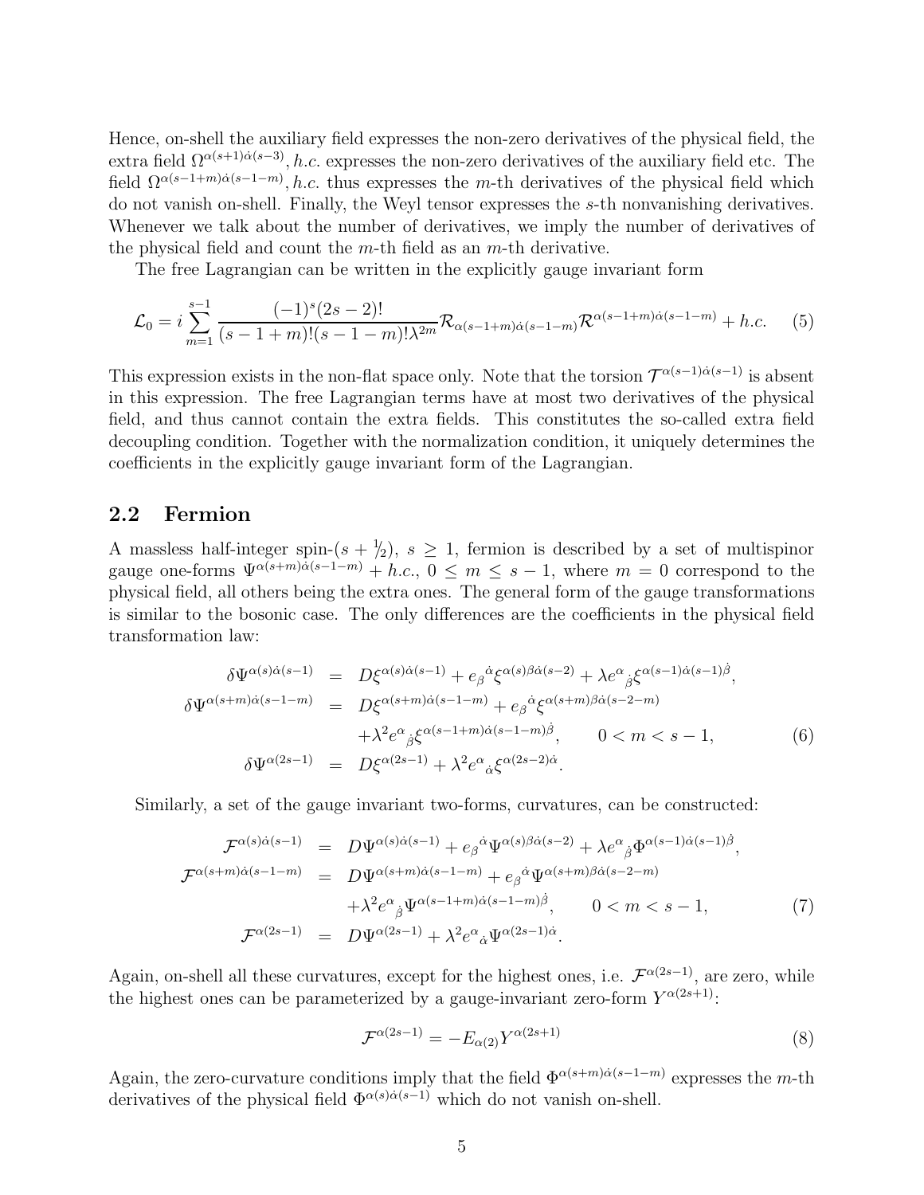Hence, on-shell the auxiliary field expresses the non-zero derivatives of the physical field, the extra field $\Omega^{\alpha(s+1)\dot\alpha(s-3)}, h.c.$ expresses the non-zero derivatives of the auxiliary field etc. The field $\Omega^{\alpha(s-1+m)\dot\alpha(s-1-m)}, h.c.$ thus expresses the $m$-th derivatives of the physical field which do not vanish on-shell. Finally, the Weyl tensor expresses the $s$-th nonvanishing derivatives. Whenever we talk about the number of derivatives, we imply the number of derivatives of the physical field and count the $m$-th field as an $m$-th derivative.

The free Lagrangian can be written in the explicitly gauge invariant form

$$\mathcal{L}_0 = i\sum_{m=1}^{s-1}\frac{(-1)^s(2s-2)!}{(s-1+m)!(s-1-m)!\lambda^{2m}}\mathcal{R}_{\alpha(s-1+m)\dot\alpha(s-1-m)}\mathcal{R}^{\alpha(s-1+m)\dot\alpha(s-1-m)} + h.c. \tag{5}$$

This expression exists in the non-flat space only. Note that the torsion $\mathcal{T}^{\alpha(s-1)\dot\alpha(s-1)}$ is absent in this expression. The free Lagrangian terms have at most two derivatives of the physical field, and thus cannot contain the extra fields. This constitutes the so-called extra field decoupling condition. Together with the normalization condition, it uniquely determines the coefficients in the explicitly gauge invariant form of the Lagrangian.

## 2.2 Fermion

A massless half-integer spin-$(s+1/2)$, $s\geq 1$, fermion is described by a set of multispinor gauge one-forms $\Psi^{\alpha(s+m)\dot\alpha(s-1-m)} + h.c.$, $0\leq m\leq s-1$, where $m=0$ correspond to the physical field, all others being the extra ones. The general form of the gauge transformations is similar to the bosonic case. The only differences are the coefficients in the physical field transformation law:

$$\begin{aligned}
\delta\Psi^{\alpha(s)\dot\alpha(s-1)} &= D\xi^{\alpha(s)\dot\alpha(s-1)} + e_\beta{}^{\dot\alpha}\xi^{\alpha(s)\beta\dot\alpha(s-2)} + \lambda e^\alpha{}_{\dot\beta}\xi^{\alpha(s-1)\dot\alpha(s-1)\dot\beta},\\
\delta\Psi^{\alpha(s+m)\dot\alpha(s-1-m)} &= D\xi^{\alpha(s+m)\dot\alpha(s-1-m)} + e_\beta{}^{\dot\alpha}\xi^{\alpha(s+m)\beta\dot\alpha(s-2-m)}\\
&\quad +\lambda^2 e^\alpha{}_{\dot\beta}\xi^{\alpha(s-1+m)\dot\alpha(s-1-m)\dot\beta}, \qquad 0<m<s-1,\\
\delta\Psi^{\alpha(2s-1)} &= D\xi^{\alpha(2s-1)} + \lambda^2 e^\alpha{}_{\dot\alpha}\xi^{\alpha(2s-2)\dot\alpha}.
\end{aligned} \tag{6}$$

Similarly, a set of the gauge invariant two-forms, curvatures, can be constructed:

$$\begin{aligned}
\mathcal{F}^{\alpha(s)\dot\alpha(s-1)} &= D\Psi^{\alpha(s)\dot\alpha(s-1)} + e_\beta{}^{\dot\alpha}\Psi^{\alpha(s)\beta\dot\alpha(s-2)} + \lambda e^\alpha{}_{\dot\beta}\Phi^{\alpha(s-1)\dot\alpha(s-1)\dot\beta},\\
\mathcal{F}^{\alpha(s+m)\dot\alpha(s-1-m)} &= D\Psi^{\alpha(s+m)\dot\alpha(s-1-m)} + e_\beta{}^{\dot\alpha}\Psi^{\alpha(s+m)\beta\dot\alpha(s-2-m)}\\
&\quad +\lambda^2 e^\alpha{}_{\dot\beta}\Psi^{\alpha(s-1+m)\dot\alpha(s-1-m)\dot\beta}, \qquad 0<m<s-1,\\
\mathcal{F}^{\alpha(2s-1)} &= D\Psi^{\alpha(2s-1)} + \lambda^2 e^\alpha{}_{\dot\alpha}\Psi^{\alpha(2s-1)\dot\alpha}.
\end{aligned} \tag{7}$$

Again, on-shell all these curvatures, except for the highest ones, i.e. $\mathcal{F}^{\alpha(2s-1)}$, are zero, while the highest ones can be parameterized by a gauge-invariant zero-form $Y^{\alpha(2s+1)}$:

$$\mathcal{F}^{\alpha(2s-1)} = -E_{\alpha(2)}Y^{\alpha(2s+1)} \tag{8}$$

Again, the zero-curvature conditions imply that the field $\Phi^{\alpha(s+m)\dot\alpha(s-1-m)}$ expresses the $m$-th derivatives of the physical field $\Phi^{\alpha(s)\dot\alpha(s-1)}$ which do not vanish on-shell.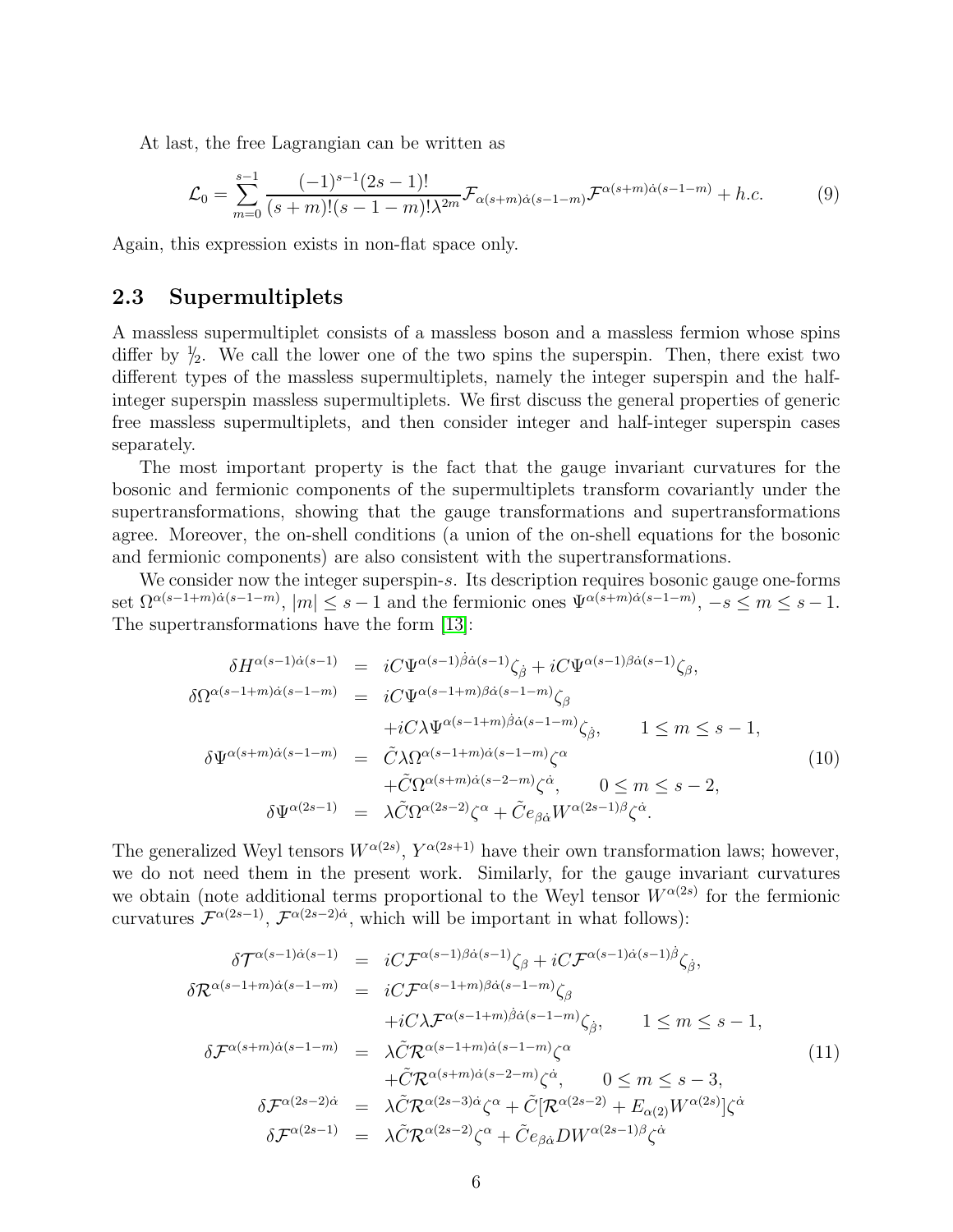At last, the free Lagrangian can be written as

$$
\mathcal{L}_0 = \sum_{m=0}^{s-1} \frac{(-1)^{s-1}(2s-1)!}{(s+m)!(s-1-m)!\lambda^{2m}} \mathcal{F}_{\alpha(s+m)\dot\alpha(s-1-m)} \mathcal{F}^{\alpha(s+m)\dot\alpha(s-1-m)} + h.c. \tag{9}
$$

Again, this expression exists in non-flat space only.

## 2.3 Supermultiplets

A massless supermultiplet consists of a massless boson and a massless fermion whose spins differ by $1/2$. We call the lower one of the two spins the superspin. Then, there exist two different types of the massless supermultiplets, namely the integer superspin and the half-integer superspin massless supermultiplets. We first discuss the general properties of generic free massless supermultiplets, and then consider integer and half-integer superspin cases separately.

The most important property is the fact that the gauge invariant curvatures for the bosonic and fermionic components of the supermultiplets transform covariantly under the supertransformations, showing that the gauge transformations and supertransformations agree. Moreover, the on-shell conditions (a union of the on-shell equations for the bosonic and fermionic components) are also consistent with the supertransformations.

We consider now the integer superspin-$s$. Its description requires bosonic gauge one-forms set $\Omega^{\alpha(s-1+m)\dot\alpha(s-1-m)}$, $|m| \leq s-1$ and the fermionic ones $\Psi^{\alpha(s+m)\dot\alpha(s-1-m)}$, $-s \leq m \leq s-1$. The supertransformations have the form [13]:

$$
\begin{aligned}
\delta H^{\alpha(s-1)\dot\alpha(s-1)} &= iC\Psi^{\alpha(s-1)\dot\beta\dot\alpha(s-1)}\zeta_{\dot\beta} + iC\Psi^{\alpha(s-1)\beta\dot\alpha(s-1)}\zeta_\beta, \\
\delta\Omega^{\alpha(s-1+m)\dot\alpha(s-1-m)} &= iC\Psi^{\alpha(s-1+m)\beta\dot\alpha(s-1-m)}\zeta_\beta \\
&\quad + iC\lambda\Psi^{\alpha(s-1+m)\dot\beta\dot\alpha(s-1-m)}\zeta_{\dot\beta}, \qquad 1 \leq m \leq s-1, \\
\delta\Psi^{\alpha(s+m)\dot\alpha(s-1-m)} &= \tilde{C}\lambda\Omega^{\alpha(s-1+m)\dot\alpha(s-1-m)}\zeta^\alpha \\
&\quad + \tilde{C}\Omega^{\alpha(s+m)\dot\alpha(s-2-m)}\zeta^{\dot\alpha}, \qquad 0 \leq m \leq s-2, \\
\delta\Psi^{\alpha(2s-1)} &= \lambda\tilde{C}\Omega^{\alpha(2s-2)}\zeta^\alpha + \tilde{C}e_{\beta\dot\alpha}W^{\alpha(2s-1)\beta}\zeta^{\dot\alpha}.
\end{aligned} \tag{10}
$$

The generalized Weyl tensors $W^{\alpha(2s)}$, $Y^{\alpha(2s+1)}$ have their own transformation laws; however, we do not need them in the present work. Similarly, for the gauge invariant curvatures we obtain (note additional terms proportional to the Weyl tensor $W^{\alpha(2s)}$ for the fermionic curvatures $\mathcal{F}^{\alpha(2s-1)}$, $\mathcal{F}^{\alpha(2s-2)\dot\alpha}$, which will be important in what follows):

$$
\begin{aligned}
\delta\mathcal{T}^{\alpha(s-1)\dot\alpha(s-1)} &= iC\mathcal{F}^{\alpha(s-1)\beta\dot\alpha(s-1)}\zeta_\beta + iC\mathcal{F}^{\alpha(s-1)\dot\alpha(s-1)\dot\beta}\zeta_{\dot\beta}, \\
\delta\mathcal{R}^{\alpha(s-1+m)\dot\alpha(s-1-m)} &= iC\mathcal{F}^{\alpha(s-1+m)\beta\dot\alpha(s-1-m)}\zeta_\beta \\
&\quad + iC\lambda\mathcal{F}^{\alpha(s-1+m)\dot\beta\dot\alpha(s-1-m)}\zeta_{\dot\beta}, \qquad 1 \leq m \leq s-1, \\
\delta\mathcal{F}^{\alpha(s+m)\dot\alpha(s-1-m)} &= \lambda\tilde{C}\mathcal{R}^{\alpha(s-1+m)\dot\alpha(s-1-m)}\zeta^\alpha \\
&\quad + \tilde{C}\mathcal{R}^{\alpha(s+m)\dot\alpha(s-2-m)}\zeta^{\dot\alpha}, \qquad 0 \leq m \leq s-3, \\
\delta\mathcal{F}^{\alpha(2s-2)\dot\alpha} &= \lambda\tilde{C}\mathcal{R}^{\alpha(2s-3)\dot\alpha}\zeta^\alpha + \tilde{C}[\mathcal{R}^{\alpha(2s-2)} + E_{\alpha(2)}W^{\alpha(2s)}]\zeta^{\dot\alpha} \\
\delta\mathcal{F}^{\alpha(2s-1)} &= \lambda\tilde{C}\mathcal{R}^{\alpha(2s-2)}\zeta^\alpha + \tilde{C}e_{\beta\dot\alpha}DW^{\alpha(2s-1)\beta}\zeta^{\dot\alpha}
\end{aligned} \tag{11}
$$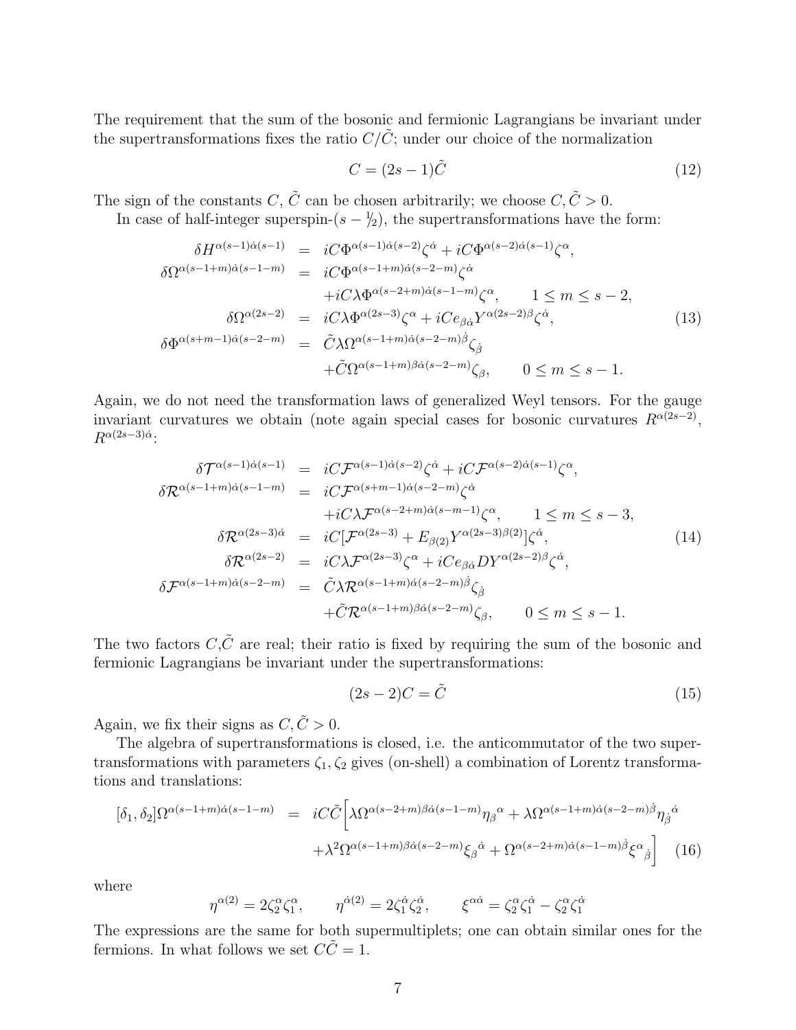The requirement that the sum of the bosonic and fermionic Lagrangians be invariant under the supertransformations fixes the ratio $C/\tilde{C}$; under our choice of the normalization

$$
C = (2s-1)\tilde{C} \tag{12}
$$

The sign of the constants $C$, $\tilde{C}$ can be chosen arbitrarily; we choose $C, \tilde{C} > 0$.

In case of half-integer superspin-$(s - 1/2)$, the supertransformations have the form:

$$
\begin{aligned}
\delta H^{\alpha(s-1)\dot{\alpha}(s-1)} &= iC\Phi^{\alpha(s-1)\dot{\alpha}(s-2)}\zeta^{\dot{\alpha}} + iC\Phi^{\alpha(s-2)\dot{\alpha}(s-1)}\zeta^{\alpha}, \\
\delta\Omega^{\alpha(s-1+m)\dot{\alpha}(s-1-m)} &= iC\Phi^{\alpha(s-1+m)\dot{\alpha}(s-2-m)}\zeta^{\dot{\alpha}} \\
&\quad + iC\lambda\Phi^{\alpha(s-2+m)\dot{\alpha}(s-1-m)}\zeta^{\alpha}, \qquad 1 \le m \le s-2, \\
\delta\Omega^{\alpha(2s-2)} &= iC\lambda\Phi^{\alpha(2s-3)}\zeta^{\alpha} + iCe_{\beta\dot{\alpha}}Y^{\alpha(2s-2)\beta}\zeta^{\dot{\alpha}}, \\
\delta\Phi^{\alpha(s+m-1)\dot{\alpha}(s-2-m)} &= \tilde{C}\lambda\Omega^{\alpha(s-1+m)\dot{\alpha}(s-2-m)\dot{\beta}}\zeta_{\dot{\beta}} \\
&\quad + \tilde{C}\Omega^{\alpha(s-1+m)\beta\dot{\alpha}(s-2-m)}\zeta_{\beta}, \qquad 0 \le m \le s-1.
\end{aligned} \tag{13}
$$

Again, we do not need the transformation laws of generalized Weyl tensors. For the gauge invariant curvatures we obtain (note again special cases for bosonic curvatures $R^{\alpha(2s-2)}$, $R^{\alpha(2s-3)\dot{\alpha}}$:

$$
\begin{aligned}
\delta\mathcal{T}^{\alpha(s-1)\dot{\alpha}(s-1)} &= iC\mathcal{F}^{\alpha(s-1)\dot{\alpha}(s-2)}\zeta^{\dot{\alpha}} + iC\mathcal{F}^{\alpha(s-2)\dot{\alpha}(s-1)}\zeta^{\alpha}, \\
\delta\mathcal{R}^{\alpha(s-1+m)\dot{\alpha}(s-1-m)} &= iC\mathcal{F}^{\alpha(s+m-1)\dot{\alpha}(s-2-m)}\zeta^{\dot{\alpha}} \\
&\quad + iC\lambda\mathcal{F}^{\alpha(s-2+m)\dot{\alpha}(s-m-1)}\zeta^{\alpha}, \qquad 1 \le m \le s-3, \\
\delta\mathcal{R}^{\alpha(2s-3)\dot{\alpha}} &= iC[\mathcal{F}^{\alpha(2s-3)} + E_{\beta(2)}Y^{\alpha(2s-3)\beta(2)}]\zeta^{\dot{\alpha}}, \\
\delta\mathcal{R}^{\alpha(2s-2)} &= iC\lambda\mathcal{F}^{\alpha(2s-3)}\zeta^{\alpha} + iCe_{\beta\dot{\alpha}}DY^{\alpha(2s-2)\beta}\zeta^{\dot{\alpha}}, \\
\delta\mathcal{F}^{\alpha(s-1+m)\dot{\alpha}(s-2-m)} &= \tilde{C}\lambda\mathcal{R}^{\alpha(s-1+m)\dot{\alpha}(s-2-m)\dot{\beta}}\zeta_{\dot{\beta}} \\
&\quad + \tilde{C}\mathcal{R}^{\alpha(s-1+m)\beta\dot{\alpha}(s-2-m)}\zeta_{\beta}, \qquad 0 \le m \le s-1.
\end{aligned} \tag{14}
$$

The two factors $C$,$\tilde{C}$ are real; their ratio is fixed by requiring the sum of the bosonic and fermionic Lagrangians be invariant under the supertransformations:

$$
(2s-2)C = \tilde{C} \tag{15}
$$

Again, we fix their signs as $C, \tilde{C} > 0$.

The algebra of supertransformations is closed, i.e. the anticommutator of the two supertransformations with parameters $\zeta_1, \zeta_2$ gives (on-shell) a combination of Lorentz transformations and translations:

$$
\begin{aligned}
[\delta_1, \delta_2]\Omega^{\alpha(s-1+m)\dot{\alpha}(s-1-m)} &= iC\tilde{C}\Big[\lambda\Omega^{\alpha(s-2+m)\beta\dot{\alpha}(s-1-m)}\eta_{\beta}{}^{\alpha} + \lambda\Omega^{\alpha(s-1+m)\dot{\alpha}(s-2-m)\dot{\beta}}\eta_{\dot{\beta}}{}^{\dot{\alpha}} \\
&\quad + \lambda^2\Omega^{\alpha(s-1+m)\beta\dot{\alpha}(s-2-m)}\xi_{\beta}{}^{\dot{\alpha}} + \Omega^{\alpha(s-2+m)\dot{\alpha}(s-1-m)\dot{\beta}}\xi^{\alpha}{}_{\dot{\beta}}\Big]
\end{aligned} \tag{16}
$$

where

$$
\eta^{\alpha(2)} = 2\zeta_2^{\alpha}\zeta_1^{\alpha}, \qquad \eta^{\dot{\alpha}(2)} = 2\zeta_1^{\dot{\alpha}}\zeta_2^{\dot{\alpha}}, \qquad \xi^{\alpha\dot{\alpha}} = \zeta_2^{\alpha}\zeta_1^{\dot{\alpha}} - \zeta_2^{\alpha}\zeta_1^{\dot{\alpha}}
$$

The expressions are the same for both supermultiplets; one can obtain similar ones for the fermions. In what follows we set $C\tilde{C} = 1$.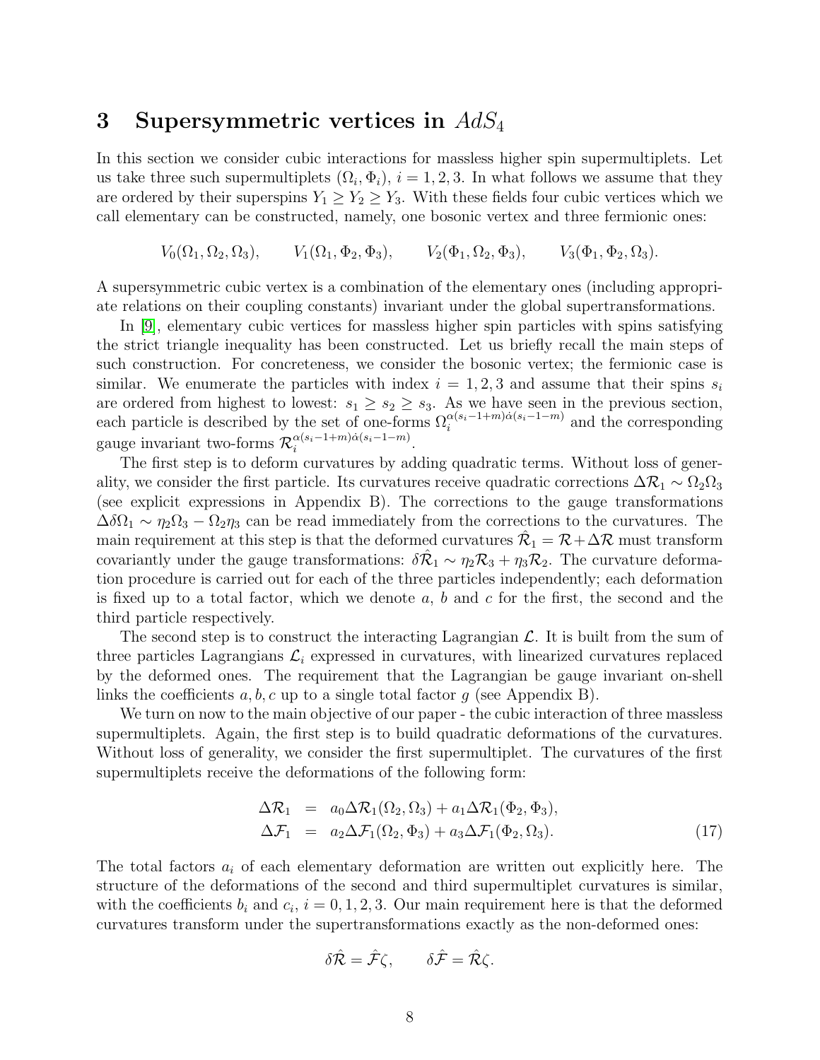## 3 Supersymmetric vertices in $AdS_4$

In this section we consider cubic interactions for massless higher spin supermultiplets. Let us take three such supermultiplets $(\Omega_i, \Phi_i)$, $i = 1, 2, 3$. In what follows we assume that they are ordered by their superspins $Y_1 \geq Y_2 \geq Y_3$. With these fields four cubic vertices which we call elementary can be constructed, namely, one bosonic vertex and three fermionic ones:

$$V_0(\Omega_1, \Omega_2, \Omega_3), \qquad V_1(\Omega_1, \Phi_2, \Phi_3), \qquad V_2(\Phi_1, \Omega_2, \Phi_3), \qquad V_3(\Phi_1, \Phi_2, \Omega_3).$$

A supersymmetric cubic vertex is a combination of the elementary ones (including appropriate relations on their coupling constants) invariant under the global supertransformations.

In [9], elementary cubic vertices for massless higher spin particles with spins satisfying the strict triangle inequality has been constructed. Let us briefly recall the main steps of such construction. For concreteness, we consider the bosonic vertex; the fermionic case is similar. We enumerate the particles with index $i = 1, 2, 3$ and assume that their spins $s_i$ are ordered from highest to lowest: $s_1 \geq s_2 \geq s_3$. As we have seen in the previous section, each particle is described by the set of one-forms $\Omega_i^{\alpha(s_i-1+m)\dot{\alpha}(s_i-1-m)}$ and the corresponding gauge invariant two-forms $\mathcal{R}_i^{\alpha(s_i-1+m)\dot{\alpha}(s_i-1-m)}$.

The first step is to deform curvatures by adding quadratic terms. Without loss of generality, we consider the first particle. Its curvatures receive quadratic corrections $\Delta\mathcal{R}_1 \sim \Omega_2\Omega_3$ (see explicit expressions in Appendix B). The corrections to the gauge transformations $\Delta\delta\Omega_1 \sim \eta_2\Omega_3 - \Omega_2\eta_3$ can be read immediately from the corrections to the curvatures. The main requirement at this step is that the deformed curvatures $\hat{\mathcal{R}}_1 = \mathcal{R} + \Delta\mathcal{R}$ must transform covariantly under the gauge transformations: $\delta\hat{\mathcal{R}}_1 \sim \eta_2\mathcal{R}_3 + \eta_3\mathcal{R}_2$. The curvature deformation procedure is carried out for each of the three particles independently; each deformation is fixed up to a total factor, which we denote $a$, $b$ and $c$ for the first, the second and the third particle respectively.

The second step is to construct the interacting Lagrangian $\mathcal{L}$. It is built from the sum of three particles Lagrangians $\mathcal{L}_i$ expressed in curvatures, with linearized curvatures replaced by the deformed ones. The requirement that the Lagrangian be gauge invariant on-shell links the coefficients $a, b, c$ up to a single total factor $g$ (see Appendix B).

We turn on now to the main objective of our paper - the cubic interaction of three massless supermultiplets. Again, the first step is to build quadratic deformations of the curvatures. Without loss of generality, we consider the first supermultiplet. The curvatures of the first supermultiplets receive the deformations of the following form:

$$\begin{aligned}
\Delta\mathcal{R}_1 &= a_0\Delta\mathcal{R}_1(\Omega_2, \Omega_3) + a_1\Delta\mathcal{R}_1(\Phi_2, \Phi_3), \\
\Delta\mathcal{F}_1 &= a_2\Delta\mathcal{F}_1(\Omega_2, \Phi_3) + a_3\Delta\mathcal{F}_1(\Phi_2, \Omega_3).
\end{aligned} \tag{17}$$

The total factors $a_i$ of each elementary deformation are written out explicitly here. The structure of the deformations of the second and third supermultiplet curvatures is similar, with the coefficients $b_i$ and $c_i$, $i = 0, 1, 2, 3$. Our main requirement here is that the deformed curvatures transform under the supertransformations exactly as the non-deformed ones:

$$\delta\hat{\mathcal{R}} = \hat{\mathcal{F}}\zeta, \qquad \delta\hat{\mathcal{F}} = \hat{\mathcal{R}}\zeta.$$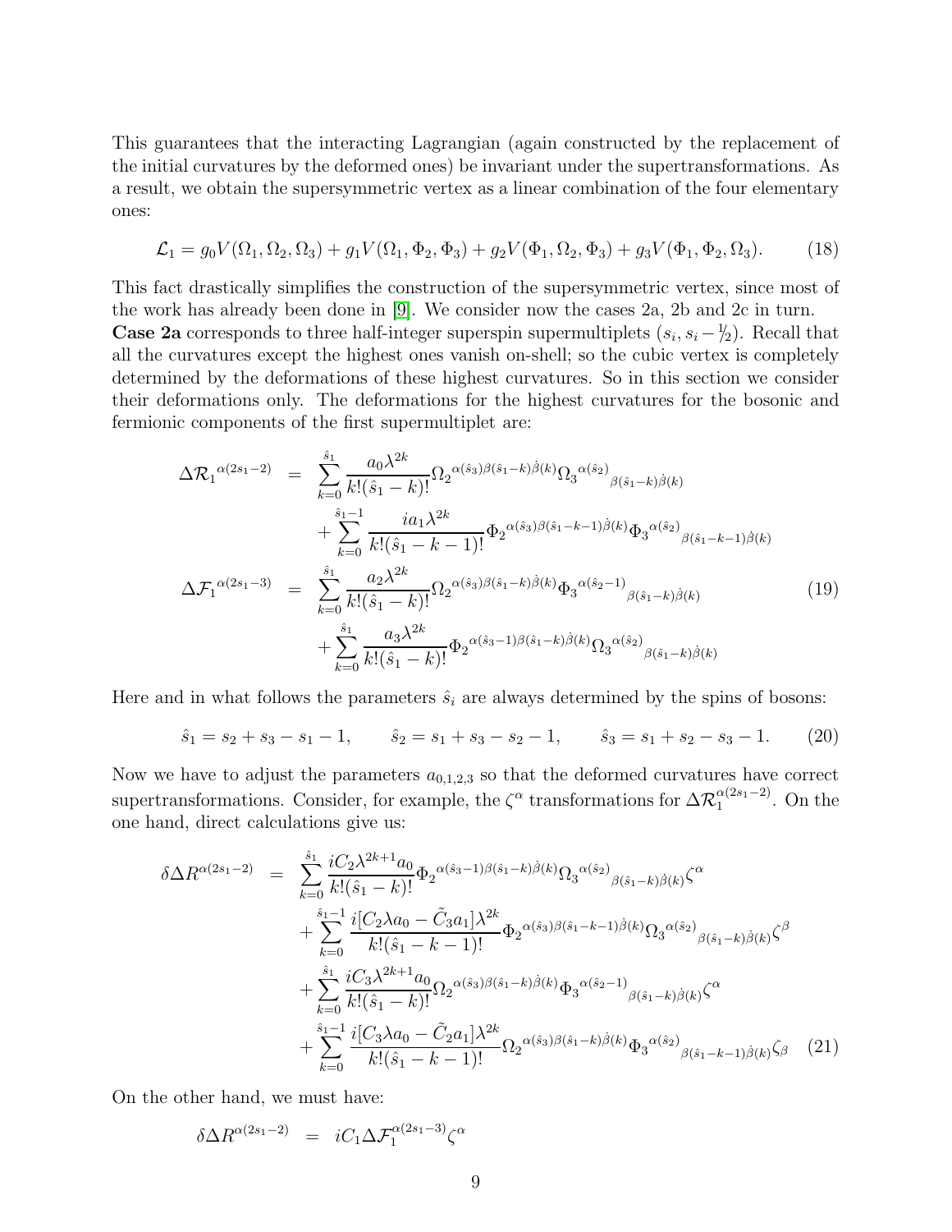This guarantees that the interacting Lagrangian (again constructed by the replacement of the initial curvatures by the deformed ones) be invariant under the supertransformations. As a result, we obtain the supersymmetric vertex as a linear combination of the four elementary ones:

$$
\mathcal{L}_1 = g_0 V(\Omega_1, \Omega_2, \Omega_3) + g_1 V(\Omega_1, \Phi_2, \Phi_3) + g_2 V(\Phi_1, \Omega_2, \Phi_3) + g_3 V(\Phi_1, \Phi_2, \Omega_3). \tag{18}
$$

This fact drastically simplifies the construction of the supersymmetric vertex, since most of the work has already been done in [9]. We consider now the cases 2a, 2b and 2c in turn.

**Case 2a** corresponds to three half-integer superspin supermultiplets $(s_i, s_i - 1/2)$. Recall that all the curvatures except the highest ones vanish on-shell; so the cubic vertex is completely determined by the deformations of these highest curvatures. So in this section we consider their deformations only. The deformations for the highest curvatures for the bosonic and fermionic components of the first supermultiplet are:

$$
\begin{aligned}
\Delta\mathcal{R}_1{}^{\alpha(2s_1-2)} &= \sum_{k=0}^{\hat{s}_1} \frac{a_0\lambda^{2k}}{k!(\hat{s}_1-k)!} \Omega_2{}^{\alpha(\hat{s}_3)\beta(\hat{s}_1-k)\dot{\beta}(k)} \Omega_3{}^{\alpha(\hat{s}_2)}{}_{\beta(\hat{s}_1-k)\dot{\beta}(k)} \\
&\quad + \sum_{k=0}^{\hat{s}_1-1} \frac{ia_1\lambda^{2k}}{k!(\hat{s}_1-k-1)!} \Phi_2{}^{\alpha(\hat{s}_3)\beta(\hat{s}_1-k-1)\dot{\beta}(k)} \Phi_3{}^{\alpha(\hat{s}_2)}{}_{\beta(\hat{s}_1-k-1)\dot{\beta}(k)} \\
\Delta\mathcal{F}_1{}^{\alpha(2s_1-3)} &= \sum_{k=0}^{\hat{s}_1} \frac{a_2\lambda^{2k}}{k!(\hat{s}_1-k)!} \Omega_2{}^{\alpha(\hat{s}_3)\beta(\hat{s}_1-k)\dot{\beta}(k)} \Phi_3{}^{\alpha(\hat{s}_2-1)}{}_{\beta(\hat{s}_1-k)\dot{\beta}(k)} \\
&\quad + \sum_{k=0}^{\hat{s}_1} \frac{a_3\lambda^{2k}}{k!(\hat{s}_1-k)!} \Phi_2{}^{\alpha(\hat{s}_3-1)\beta(\hat{s}_1-k)\dot{\beta}(k)} \Omega_3{}^{\alpha(\hat{s}_2)}{}_{\beta(\hat{s}_1-k)\dot{\beta}(k)}
\end{aligned} \tag{19}
$$

Here and in what follows the parameters $\hat{s}_i$ are always determined by the spins of bosons:

$$
\hat{s}_1 = s_2 + s_3 - s_1 - 1, \qquad \hat{s}_2 = s_1 + s_3 - s_2 - 1, \qquad \hat{s}_3 = s_1 + s_2 - s_3 - 1. \tag{20}
$$

Now we have to adjust the parameters $a_{0,1,2,3}$ so that the deformed curvatures have correct supertransformations. Consider, for example, the $\zeta^\alpha$ transformations for $\Delta\mathcal{R}_1^{\alpha(2s_1-2)}$. On the one hand, direct calculations give us:

$$
\begin{aligned}
\delta\Delta R^{\alpha(2s_1-2)} &= \sum_{k=0}^{\hat{s}_1} \frac{iC_2\lambda^{2k+1}a_0}{k!(\hat{s}_1-k)!} \Phi_2{}^{\alpha(\hat{s}_3-1)\beta(\hat{s}_1-k)\dot{\beta}(k)} \Omega_3{}^{\alpha(\hat{s}_2)}{}_{\beta(\hat{s}_1-k)\dot{\beta}(k)} \zeta^\alpha \\
&\quad + \sum_{k=0}^{\hat{s}_1-1} \frac{i[C_2\lambda a_0 - \tilde{C}_3 a_1]\lambda^{2k}}{k!(\hat{s}_1-k-1)!} \Phi_2{}^{\alpha(\hat{s}_3)\beta(\hat{s}_1-k-1)\dot{\beta}(k)} \Omega_3{}^{\alpha(\hat{s}_2)}{}_{\beta(\hat{s}_1-k)\dot{\beta}(k)} \zeta^\beta \\
&\quad + \sum_{k=0}^{\hat{s}_1} \frac{iC_3\lambda^{2k+1}a_0}{k!(\hat{s}_1-k)!} \Omega_2{}^{\alpha(\hat{s}_3)\beta(\hat{s}_1-k)\dot{\beta}(k)} \Phi_3{}^{\alpha(\hat{s}_2-1)}{}_{\beta(\hat{s}_1-k)\dot{\beta}(k)} \zeta^\alpha \\
&\quad + \sum_{k=0}^{\hat{s}_1-1} \frac{i[C_3\lambda a_0 - \tilde{C}_2 a_1]\lambda^{2k}}{k!(\hat{s}_1-k-1)!} \Omega_2{}^{\alpha(\hat{s}_3)\beta(\hat{s}_1-k)\dot{\beta}(k)} \Phi_3{}^{\alpha(\hat{s}_2)}{}_{\beta(\hat{s}_1-k-1)\dot{\beta}(k)} \zeta_\beta
\end{aligned} \tag{21}
$$

On the other hand, we must have:

$$
\delta\Delta R^{\alpha(2s_1-2)} = iC_1\Delta\mathcal{F}_1^{\alpha(2s_1-3)}\zeta^\alpha
$$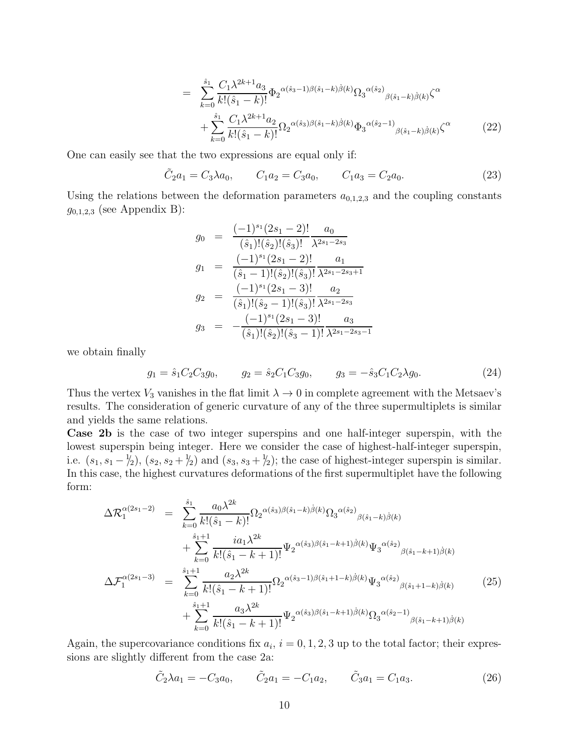$$
\begin{aligned}
&= \sum_{k=0}^{\hat{s}_1} \frac{C_1 \lambda^{2k+1} a_3}{k!(\hat{s}_1-k)!} \Phi_2{}^{\alpha(\hat{s}_3-1)\beta(\hat{s}_1-k)\dot{\beta}(k)} \Omega_3{}^{\alpha(\hat{s}_2)}{}_{\beta(\hat{s}_1-k)\dot{\beta}(k)} \zeta^\alpha \\
&\quad + \sum_{k=0}^{\hat{s}_1} \frac{C_1 \lambda^{2k+1} a_2}{k!(\hat{s}_1-k)!} \Omega_2{}^{\alpha(\hat{s}_3)\beta(\hat{s}_1-k)\dot{\beta}(k)} \Phi_3{}^{\alpha(\hat{s}_2-1)}{}_{\beta(\hat{s}_1-k)\dot{\beta}(k)} \zeta^\alpha
\end{aligned} \tag{22}
$$

One can easily see that the two expressions are equal only if:

$$
\tilde{C}_2 a_1 = C_3 \lambda a_0, \qquad C_1 a_2 = C_3 a_0, \qquad C_1 a_3 = C_2 a_0. \tag{23}
$$

Using the relations between the deformation parameters $a_{0,1,2,3}$ and the coupling constants $g_{0,1,2,3}$ (see Appendix B):

$$
\begin{aligned}
g_0 &= \frac{(-1)^{s_1}(2s_1-2)!}{(\hat{s}_1)!(\hat{s}_2)!(\hat{s}_3)!} \frac{a_0}{\lambda^{2s_1-2s_3}} \\
g_1 &= \frac{(-1)^{s_1}(2s_1-2)!}{(\hat{s}_1-1)!(\hat{s}_2)!(\hat{s}_3)!} \frac{a_1}{\lambda^{2s_1-2s_3+1}} \\
g_2 &= \frac{(-1)^{s_1}(2s_1-3)!}{(\hat{s}_1)!(\hat{s}_2-1)!(\hat{s}_3)!} \frac{a_2}{\lambda^{2s_1-2s_3}} \\
g_3 &= -\frac{(-1)^{s_1}(2s_1-3)!}{(\hat{s}_1)!(\hat{s}_2)!(\hat{s}_3-1)!} \frac{a_3}{\lambda^{2s_1-2s_3-1}}
\end{aligned}
$$

we obtain finally

$$
g_1 = \hat{s}_1 C_2 C_3 g_0, \qquad g_2 = \hat{s}_2 C_1 C_3 g_0, \qquad g_3 = -\hat{s}_3 C_1 C_2 \lambda g_0. \tag{24}
$$

Thus the vertex $V_3$ vanishes in the flat limit $\lambda \to 0$ in complete agreement with the Metsaev's results. The consideration of generic curvature of any of the three supermultiplets is similar and yields the same relations.

**Case 2b** is the case of two integer superspins and one half-integer superspin, with the lowest superspin being integer. Here we consider the case of highest-half-integer superspin, i.e. $(s_1, s_1 - {}^1\!/_2)$, $(s_2, s_2 + {}^1\!/_2)$ and $(s_3, s_3 + {}^1\!/_2)$; the case of highest-integer superspin is similar. In this case, the highest curvatures deformations of the first supermultiplet have the following form:

$$
\begin{aligned}
\Delta \mathcal{R}_1^{\alpha(2s_1-2)} &= \sum_{k=0}^{\hat{s}_1} \frac{a_0 \lambda^{2k}}{k!(\hat{s}_1-k)!} \Omega_2{}^{\alpha(\hat{s}_3)\beta(\hat{s}_1-k)\dot{\beta}(k)} \Omega_3{}^{\alpha(\hat{s}_2)}{}_{\beta(\hat{s}_1-k)\dot{\beta}(k)} \\
&\quad + \sum_{k=0}^{\hat{s}_1+1} \frac{i a_1 \lambda^{2k}}{k!(\hat{s}_1-k+1)!} \Psi_2{}^{\alpha(\hat{s}_3)\beta(\hat{s}_1-k+1)\dot{\beta}(k)} \Psi_3{}^{\alpha(\hat{s}_2)}{}_{\beta(\hat{s}_1-k+1)\dot{\beta}(k)} \\
\Delta \mathcal{F}_1^{\alpha(2s_1-3)} &= \sum_{k=0}^{\hat{s}_1+1} \frac{a_2 \lambda^{2k}}{k!(\hat{s}_1-k+1)!} \Omega_2{}^{\alpha(\hat{s}_3-1)\beta(\hat{s}_1+1-k)\dot{\beta}(k)} \Psi_3{}^{\alpha(\hat{s}_2)}{}_{\beta(\hat{s}_1+1-k)\dot{\beta}(k)} \\
&\quad + \sum_{k=0}^{\hat{s}_1+1} \frac{a_3 \lambda^{2k}}{k!(\hat{s}_1-k+1)!} \Psi_2{}^{\alpha(\hat{s}_3)\beta(\hat{s}_1-k+1)\dot{\beta}(k)} \Omega_3{}^{\alpha(\hat{s}_2-1)}{}_{\beta(\hat{s}_1-k+1)\dot{\beta}(k)}
\end{aligned} \tag{25}
$$

Again, the supercovariance conditions fix $a_i$, $i = 0, 1, 2, 3$ up to the total factor; their expressions are slightly different from the case 2a:

$$
\tilde{C}_2 \lambda a_1 = -C_3 a_0, \qquad \tilde{C}_2 a_1 = -C_1 a_2, \qquad \tilde{C}_3 a_1 = C_1 a_3. \tag{26}
$$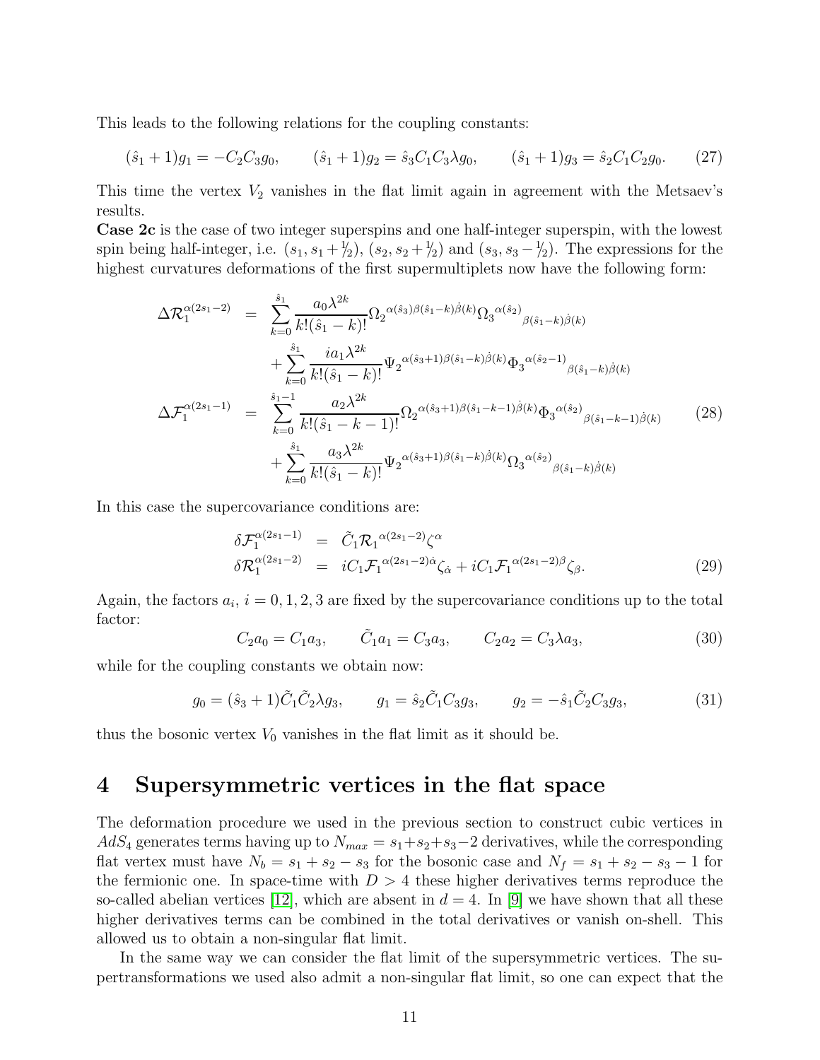This leads to the following relations for the coupling constants:

$$(\hat{s}_1+1)g_1 = -C_2C_3g_0, \qquad (\hat{s}_1+1)g_2 = \hat{s}_3C_1C_3\lambda g_0, \qquad (\hat{s}_1+1)g_3 = \hat{s}_2C_1C_2g_0. \tag{27}$$

This time the vertex $V_2$ vanishes in the flat limit again in agreement with the Metsaev's results.

**Case 2c** is the case of two integer superspins and one half-integer superspin, with the lowest spin being half-integer, i.e. $(s_1, s_1+1/2)$, $(s_2, s_2+1/2)$ and $(s_3, s_3-1/2)$. The expressions for the highest curvatures deformations of the first supermultiplets now have the following form:

$$\begin{aligned}
\Delta\mathcal{R}_1^{\alpha(2s_1-2)} &= \sum_{k=0}^{\hat{s}_1}\frac{a_0\lambda^{2k}}{k!(\hat{s}_1-k)!}\Omega_2{}^{\alpha(\hat{s}_3)\beta(\hat{s}_1-k)\dot{\beta}(k)}\Omega_3{}^{\alpha(\hat{s}_2)}{}_{\beta(\hat{s}_1-k)\dot{\beta}(k)} \\
&\quad+\sum_{k=0}^{\hat{s}_1}\frac{ia_1\lambda^{2k}}{k!(\hat{s}_1-k)!}\Psi_2{}^{\alpha(\hat{s}_3+1)\beta(\hat{s}_1-k)\dot{\beta}(k)}\Phi_3{}^{\alpha(\hat{s}_2-1)}{}_{\beta(\hat{s}_1-k)\dot{\beta}(k)} \\
\Delta\mathcal{F}_1^{\alpha(2s_1-1)} &= \sum_{k=0}^{\hat{s}_1-1}\frac{a_2\lambda^{2k}}{k!(\hat{s}_1-k-1)!}\Omega_2{}^{\alpha(\hat{s}_3+1)\beta(\hat{s}_1-k-1)\dot{\beta}(k)}\Phi_3{}^{\alpha(\hat{s}_2)}{}_{\beta(\hat{s}_1-k-1)\dot{\beta}(k)} \\
&\quad+\sum_{k=0}^{\hat{s}_1}\frac{a_3\lambda^{2k}}{k!(\hat{s}_1-k)!}\Psi_2{}^{\alpha(\hat{s}_3+1)\beta(\hat{s}_1-k)\dot{\beta}(k)}\Omega_3{}^{\alpha(\hat{s}_2)}{}_{\beta(\hat{s}_1-k)\dot{\beta}(k)}
\end{aligned} \tag{28}$$

In this case the supercovariance conditions are:

$$\begin{aligned}
\delta\mathcal{F}_1^{\alpha(2s_1-1)} &= \tilde{C}_1\mathcal{R}_1{}^{\alpha(2s_1-2)}\zeta^\alpha \\
\delta\mathcal{R}_1^{\alpha(2s_1-2)} &= iC_1\mathcal{F}_1{}^{\alpha(2s_1-2)\dot{\alpha}}\zeta_{\dot{\alpha}} + iC_1\mathcal{F}_1{}^{\alpha(2s_1-2)\beta}\zeta_\beta.
\end{aligned} \tag{29}$$

Again, the factors $a_i$, $i=0,1,2,3$ are fixed by the supercovariance conditions up to the total factor:

$$C_2a_0 = C_1a_3, \qquad \tilde{C}_1a_1 = C_3a_3, \qquad C_2a_2 = C_3\lambda a_3, \tag{30}$$

while for the coupling constants we obtain now:

$$g_0 = (\hat{s}_3+1)\tilde{C}_1\tilde{C}_2\lambda g_3, \qquad g_1 = \hat{s}_2\tilde{C}_1C_3g_3, \qquad g_2 = -\hat{s}_1\tilde{C}_2C_3g_3, \tag{31}$$

thus the bosonic vertex $V_0$ vanishes in the flat limit as it should be.

# 4 Supersymmetric vertices in the flat space

The deformation procedure we used in the previous section to construct cubic vertices in $AdS_4$ generates terms having up to $N_{max} = s_1+s_2+s_3-2$ derivatives, while the corresponding flat vertex must have $N_b = s_1+s_2-s_3$ for the bosonic case and $N_f = s_1+s_2-s_3-1$ for the fermionic one. In space-time with $D>4$ these higher derivatives terms reproduce the so-called abelian vertices [12], which are absent in $d=4$. In [9] we have shown that all these higher derivatives terms can be combined in the total derivatives or vanish on-shell. This allowed us to obtain a non-singular flat limit.

In the same way we can consider the flat limit of the supersymmetric vertices. The supertransformations we used also admit a non-singular flat limit, so one can expect that the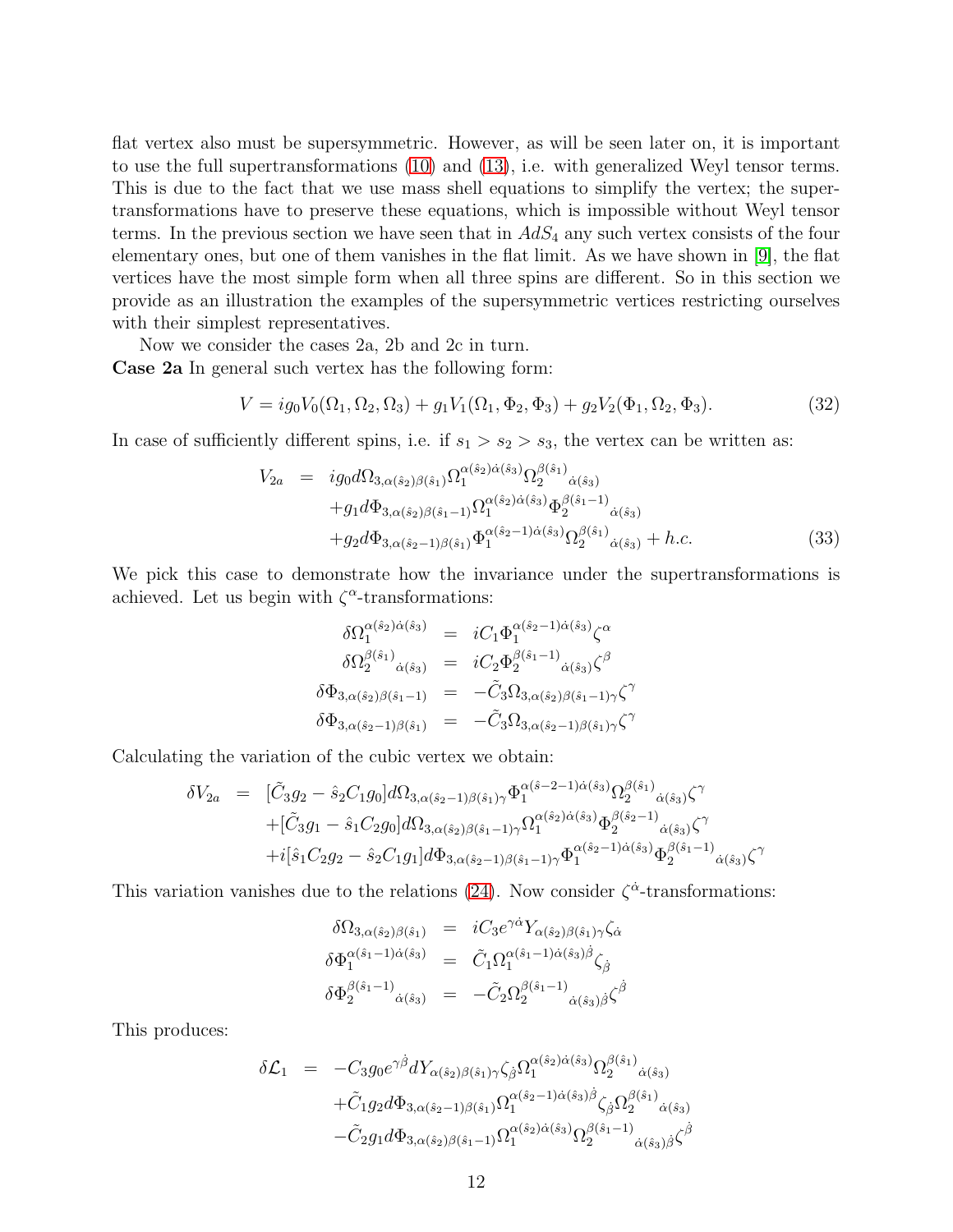flat vertex also must be supersymmetric. However, as will be seen later on, it is important to use the full supertransformations (10) and (13), i.e. with generalized Weyl tensor terms. This is due to the fact that we use mass shell equations to simplify the vertex; the supertransformations have to preserve these equations, which is impossible without Weyl tensor terms. In the previous section we have seen that in $AdS_4$ any such vertex consists of the four elementary ones, but one of them vanishes in the flat limit. As we have shown in [9], the flat vertices have the most simple form when all three spins are different. So in this section we provide as an illustration the examples of the supersymmetric vertices restricting ourselves with their simplest representatives.

Now we consider the cases 2a, 2b and 2c in turn.

**Case 2a** In general such vertex has the following form:

$$V = ig_0 V_0(\Omega_1, \Omega_2, \Omega_3) + g_1 V_1(\Omega_1, \Phi_2, \Phi_3) + g_2 V_2(\Phi_1, \Omega_2, \Phi_3). \tag{32}$$

In case of sufficiently different spins, i.e. if $s_1 > s_2 > s_3$, the vertex can be written as:

$$\begin{aligned}
V_{2a} &= ig_0 d\Omega_{3,\alpha(\hat{s}_2)\beta(\hat{s}_1)} \Omega_1^{\alpha(\hat{s}_2)\dot{\alpha}(\hat{s}_3)} \Omega_2^{\beta(\hat{s}_1)}{}_{\dot{\alpha}(\hat{s}_3)} \\
&\quad + g_1 d\Phi_{3,\alpha(\hat{s}_2)\beta(\hat{s}_1-1)} \Omega_1^{\alpha(\hat{s}_2)\dot{\alpha}(\hat{s}_3)} \Phi_2^{\beta(\hat{s}_1-1)}{}_{\dot{\alpha}(\hat{s}_3)} \\
&\quad + g_2 d\Phi_{3,\alpha(\hat{s}_2-1)\beta(\hat{s}_1)} \Phi_1^{\alpha(\hat{s}_2-1)\dot{\alpha}(\hat{s}_3)} \Omega_2^{\beta(\hat{s}_1)}{}_{\dot{\alpha}(\hat{s}_3)} + h.c.
\end{aligned} \tag{33}$$

We pick this case to demonstrate how the invariance under the supertransformations is achieved. Let us begin with $\zeta^\alpha$-transformations:

$$\begin{aligned}
\delta\Omega_1^{\alpha(\hat{s}_2)\dot{\alpha}(\hat{s}_3)} &= iC_1 \Phi_1^{\alpha(\hat{s}_2-1)\dot{\alpha}(\hat{s}_3)} \zeta^\alpha \\
\delta\Omega_2^{\beta(\hat{s}_1)}{}_{\dot{\alpha}(\hat{s}_3)} &= iC_2 \Phi_2^{\beta(\hat{s}_1-1)}{}_{\dot{\alpha}(\hat{s}_3)} \zeta^\beta \\
\delta\Phi_{3,\alpha(\hat{s}_2)\beta(\hat{s}_1-1)} &= -\tilde{C}_3 \Omega_{3,\alpha(\hat{s}_2)\beta(\hat{s}_1-1)\gamma} \zeta^\gamma \\
\delta\Phi_{3,\alpha(\hat{s}_2-1)\beta(\hat{s}_1)} &= -\tilde{C}_3 \Omega_{3,\alpha(\hat{s}_2-1)\beta(\hat{s}_1)\gamma} \zeta^\gamma
\end{aligned}$$

Calculating the variation of the cubic vertex we obtain:

$$\begin{aligned}
\delta V_{2a} &= [\tilde{C}_3 g_2 - \hat{s}_2 C_1 g_0] d\Omega_{3,\alpha(\hat{s}_2-1)\beta(\hat{s}_1)\gamma} \Phi_1^{\alpha(\hat{s}-2-1)\dot{\alpha}(\hat{s}_3)} \Omega_2^{\beta(\hat{s}_1)}{}_{\dot{\alpha}(\hat{s}_3)} \zeta^\gamma \\
&\quad + [\tilde{C}_3 g_1 - \hat{s}_1 C_2 g_0] d\Omega_{3,\alpha(\hat{s}_2)\beta(\hat{s}_1-1)\gamma} \Omega_1^{\alpha(\hat{s}_2)\dot{\alpha}(\hat{s}_3)} \Phi_2^{\beta(\hat{s}_2-1)}{}_{\dot{\alpha}(\hat{s}_3)} \zeta^\gamma \\
&\quad + i[\hat{s}_1 C_2 g_2 - \hat{s}_2 C_1 g_1] d\Phi_{3,\alpha(\hat{s}_2-1)\beta(\hat{s}_1-1)\gamma} \Phi_1^{\alpha(\hat{s}_2-1)\dot{\alpha}(\hat{s}_3)} \Phi_2^{\beta(\hat{s}_1-1)}{}_{\dot{\alpha}(\hat{s}_3)} \zeta^\gamma
\end{aligned}$$

This variation vanishes due to the relations (24). Now consider $\zeta^{\dot{\alpha}}$-transformations:

$$\begin{aligned}
\delta\Omega_{3,\alpha(\hat{s}_2)\beta(\hat{s}_1)} &= iC_3 e^{\gamma\dot{\alpha}} Y_{\alpha(\hat{s}_2)\beta(\hat{s}_1)\gamma} \zeta_{\dot{\alpha}} \\
\delta\Phi_1^{\alpha(\hat{s}_1-1)\dot{\alpha}(\hat{s}_3)} &= \tilde{C}_1 \Omega_1^{\alpha(\hat{s}_1-1)\dot{\alpha}(\hat{s}_3)\dot{\beta}} \zeta_{\dot{\beta}} \\
\delta\Phi_2^{\beta(\hat{s}_1-1)}{}_{\dot{\alpha}(\hat{s}_3)} &= -\tilde{C}_2 \Omega_2^{\beta(\hat{s}_1-1)}{}_{\dot{\alpha}(\hat{s}_3)\dot{\beta}} \zeta^{\dot{\beta}}
\end{aligned}$$

This produces:

$$\begin{aligned}
\delta\mathcal{L}_1 &= -C_3 g_0 e^{\gamma\dot{\beta}} dY_{\alpha(\hat{s}_2)\beta(\hat{s}_1)\gamma} \zeta_{\dot{\beta}} \Omega_1^{\alpha(\hat{s}_2)\dot{\alpha}(\hat{s}_3)} \Omega_2^{\beta(\hat{s}_1)}{}_{\dot{\alpha}(\hat{s}_3)} \\
&\quad + \tilde{C}_1 g_2 d\Phi_{3,\alpha(\hat{s}_2-1)\beta(\hat{s}_1)} \Omega_1^{\alpha(\hat{s}_2-1)\dot{\alpha}(\hat{s}_3)\dot{\beta}} \zeta_{\dot{\beta}} \Omega_2^{\beta(\hat{s}_1)}{}_{\dot{\alpha}(\hat{s}_3)} \\
&\quad - \tilde{C}_2 g_1 d\Phi_{3,\alpha(\hat{s}_2)\beta(\hat{s}_1-1)} \Omega_1^{\alpha(\hat{s}_2)\dot{\alpha}(\hat{s}_3)} \Omega_2^{\beta(\hat{s}_1-1)}{}_{\dot{\alpha}(\hat{s}_3)\dot{\beta}} \zeta^{\dot{\beta}}
\end{aligned}$$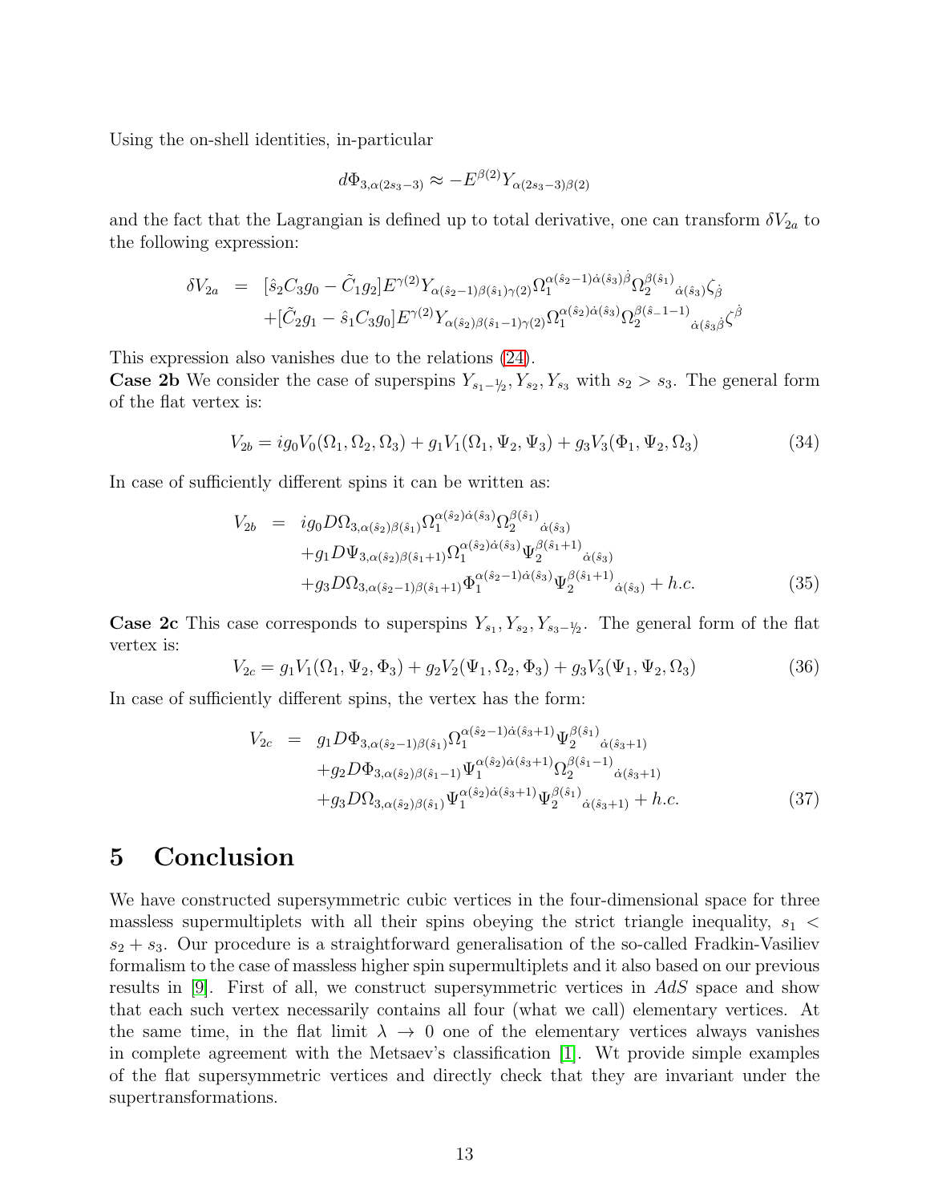Using the on-shell identities, in-particular

$$d\Phi_{3,\alpha(2s_3-3)} \approx -E^{\beta(2)}Y_{\alpha(2s_3-3)\beta(2)}$$

and the fact that the Lagrangian is defined up to total derivative, one can transform $\delta V_{2a}$ to the following expression:

$$\begin{aligned}
\delta V_{2a} &= [\hat{s}_2 C_3 g_0 - \tilde{C}_1 g_2] E^{\gamma(2)} Y_{\alpha(\hat{s}_2-1)\beta(\hat{s}_1)\gamma(2)} \Omega_1^{\alpha(\hat{s}_2-1)\dot{\alpha}(\hat{s}_3)\dot{\beta}} \Omega_2^{\beta(\hat{s}_1)}{}_{\dot{\alpha}(\hat{s}_3)} \zeta_{\dot{\beta}} \\
&\quad + [\tilde{C}_2 g_1 - \hat{s}_1 C_3 g_0] E^{\gamma(2)} Y_{\alpha(\hat{s}_2)\beta(\hat{s}_1-1)\gamma(2)} \Omega_1^{\alpha(\hat{s}_2)\dot{\alpha}(\hat{s}_3)} \Omega_2^{\beta(\hat{s}_--1-1)}{}_{\dot{\alpha}(\hat{s}_3\dot{\beta}}\zeta^{\dot{\beta}}
\end{aligned}$$

This expression also vanishes due to the relations (24).

**Case 2b** We consider the case of superspins $Y_{s_1-1/2}, Y_{s_2}, Y_{s_3}$ with $s_2 > s_3$. The general form of the flat vertex is:

$$V_{2b} = ig_0 V_0(\Omega_1, \Omega_2, \Omega_3) + g_1 V_1(\Omega_1, \Psi_2, \Psi_3) + g_3 V_3(\Phi_1, \Psi_2, \Omega_3) \tag{34}$$

In case of sufficiently different spins it can be written as:

$$\begin{aligned}
V_{2b} &= ig_0 D\Omega_{3,\alpha(\hat{s}_2)\beta(\hat{s}_1)} \Omega_1^{\alpha(\hat{s}_2)\dot{\alpha}(\hat{s}_3)} \Omega_2^{\beta(\hat{s}_1)}{}_{\dot{\alpha}(\hat{s}_3)} \\
&\quad + g_1 D\Psi_{3,\alpha(\hat{s}_2)\beta(\hat{s}_1+1)} \Omega_1^{\alpha(\hat{s}_2)\dot{\alpha}(\hat{s}_3)} \Psi_2^{\beta(\hat{s}_1+1)}{}_{\dot{\alpha}(\hat{s}_3)} \\
&\quad + g_3 D\Omega_{3,\alpha(\hat{s}_2-1)\beta(\hat{s}_1+1)} \Phi_1^{\alpha(\hat{s}_2-1)\dot{\alpha}(\hat{s}_3)} \Psi_2^{\beta(\hat{s}_1+1)}{}_{\dot{\alpha}(\hat{s}_3)} + h.c.
\end{aligned} \tag{35}$$

**Case 2c** This case corresponds to superspins $Y_{s_1}, Y_{s_2}, Y_{s_3-1/2}$. The general form of the flat vertex is:

$$V_{2c} = g_1 V_1(\Omega_1, \Psi_2, \Phi_3) + g_2 V_2(\Psi_1, \Omega_2, \Phi_3) + g_3 V_3(\Psi_1, \Psi_2, \Omega_3) \tag{36}$$

In case of sufficiently different spins, the vertex has the form:

$$\begin{aligned}
V_{2c} &= g_1 D\Phi_{3,\alpha(\hat{s}_2-1)\beta(\hat{s}_1)} \Omega_1^{\alpha(\hat{s}_2-1)\dot{\alpha}(\hat{s}_3+1)} \Psi_2^{\beta(\hat{s}_1)}{}_{\dot{\alpha}(\hat{s}_3+1)} \\
&\quad + g_2 D\Phi_{3,\alpha(\hat{s}_2)\beta(\hat{s}_1-1)} \Psi_1^{\alpha(\hat{s}_2)\dot{\alpha}(\hat{s}_3+1)} \Omega_2^{\beta(\hat{s}_1-1)}{}_{\dot{\alpha}(\hat{s}_3+1)} \\
&\quad + g_3 D\Omega_{3,\alpha(\hat{s}_2)\beta(\hat{s}_1)} \Psi_1^{\alpha(\hat{s}_2)\dot{\alpha}(\hat{s}_3+1)} \Psi_2^{\beta(\hat{s}_1)}{}_{\dot{\alpha}(\hat{s}_3+1)} + h.c.
\end{aligned} \tag{37}$$

# 5 Conclusion

We have constructed supersymmetric cubic vertices in the four-dimensional space for three massless supermultiplets with all their spins obeying the strict triangle inequality, $s_1 < s_2 + s_3$. Our procedure is a straightforward generalisation of the so-called Fradkin-Vasiliev formalism to the case of massless higher spin supermultiplets and it also based on our previous results in [9]. First of all, we construct supersymmetric vertices in $AdS$ space and show that each such vertex necessarily contains all four (what we call) elementary vertices. At the same time, in the flat limit $\lambda \to 0$ one of the elementary vertices always vanishes in complete agreement with the Metsaev's classification [1]. Wt provide simple examples of the flat supersymmetric vertices and directly check that they are invariant under the supertransformations.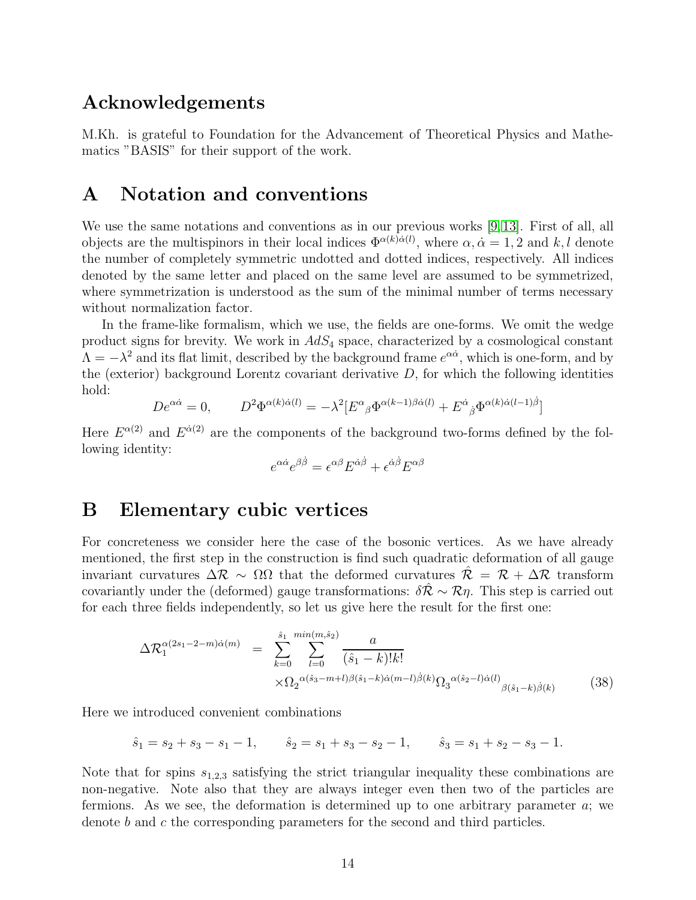## Acknowledgements

M.Kh. is grateful to Foundation for the Advancement of Theoretical Physics and Mathematics "BASIS" for their support of the work.

# A Notation and conventions

We use the same notations and conventions as in our previous works [9, 13]. First of all, all objects are the multispinors in their local indices $\Phi^{\alpha(k)\dot{\alpha}(l)}$, where $\alpha, \dot{\alpha} = 1, 2$ and $k, l$ denote the number of completely symmetric undotted and dotted indices, respectively. All indices denoted by the same letter and placed on the same level are assumed to be symmetrized, where symmetrization is understood as the sum of the minimal number of terms necessary without normalization factor.

In the frame-like formalism, which we use, the fields are one-forms. We omit the wedge product signs for brevity. We work in $AdS_4$ space, characterized by a cosmological constant $\Lambda = -\lambda^2$ and its flat limit, described by the background frame $e^{\alpha\dot{\alpha}}$, which is one-form, and by the (exterior) background Lorentz covariant derivative $D$, for which the following identities hold:

$$
De^{\alpha\dot{\alpha}} = 0, \qquad D^2\Phi^{\alpha(k)\dot{\alpha}(l)} = -\lambda^2[E^\alpha{}_\beta\Phi^{\alpha(k-1)\beta\dot{\alpha}(l)} + E^{\dot{\alpha}}{}_{\dot{\beta}}\Phi^{\alpha(k)\dot{\alpha}(l-1)\dot{\beta}}]
$$

Here $E^{\alpha(2)}$ and $E^{\dot{\alpha}(2)}$ are the components of the background two-forms defined by the following identity:

$$
e^{\alpha\dot{\alpha}}e^{\beta\dot{\beta}} = \epsilon^{\alpha\beta}E^{\dot{\alpha}\dot{\beta}} + \epsilon^{\dot{\alpha}\dot{\beta}}E^{\alpha\beta}
$$

# B Elementary cubic vertices

For concreteness we consider here the case of the bosonic vertices. As we have already mentioned, the first step in the construction is find such quadratic deformation of all gauge invariant curvatures $\Delta\mathcal{R} \sim \Omega\Omega$ that the deformed curvatures $\hat{\mathcal{R}} = \mathcal{R} + \Delta\mathcal{R}$ transform covariantly under the (deformed) gauge transformations: $\delta\hat{\mathcal{R}} \sim \mathcal{R}\eta$. This step is carried out for each three fields independently, so let us give here the result for the first one:

$$
\begin{aligned}
\Delta\mathcal{R}_1^{\alpha(2s_1-2-m)\dot{\alpha}(m)} &= \sum_{k=0}^{\hat{s}_1}\sum_{l=0}^{min(m,\hat{s}_2)} \frac{a}{(\hat{s}_1-k)!k!} \\
&\quad \times {\Omega_2}^{\alpha(\hat{s}_3-m+l)\beta(\hat{s}_1-k)\dot{\alpha}(m-l)\dot{\beta}(k)}{\Omega_3}^{\alpha(\hat{s}_2-l)\dot{\alpha}(l)}{}_{\beta(\hat{s}_1-k)\dot{\beta}(k)}
\end{aligned} \tag{38}
$$

Here we introduced convenient combinations

$$
\hat{s}_1 = s_2 + s_3 - s_1 - 1, \qquad \hat{s}_2 = s_1 + s_3 - s_2 - 1, \qquad \hat{s}_3 = s_1 + s_2 - s_3 - 1.
$$

Note that for spins $s_{1,2,3}$ satisfying the strict triangular inequality these combinations are non-negative. Note also that they are always integer even then two of the particles are fermions. As we see, the deformation is determined up to one arbitrary parameter $a$; we denote $b$ and $c$ the corresponding parameters for the second and third particles.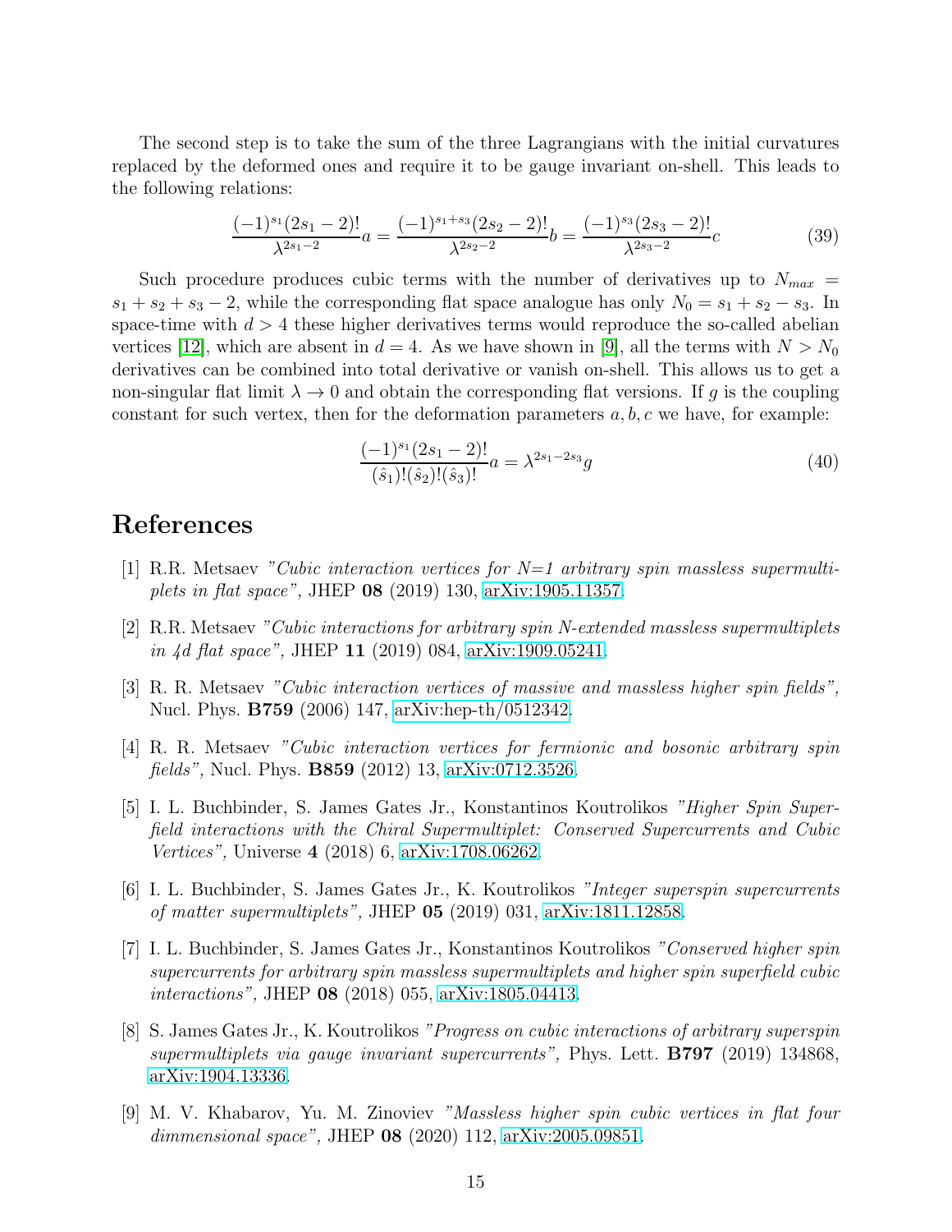The second step is to take the sum of the three Lagrangians with the initial curvatures replaced by the deformed ones and require it to be gauge invariant on-shell. This leads to the following relations:

$$\frac{(-1)^{s_1}(2s_1-2)!}{\lambda^{2s_1-2}}a = \frac{(-1)^{s_1+s_3}(2s_2-2)!}{\lambda^{2s_2-2}}b = \frac{(-1)^{s_3}(2s_3-2)!}{\lambda^{2s_3-2}}c \tag{39}$$

Such procedure produces cubic terms with the number of derivatives up to $N_{max} = s_1+s_2+s_3-2$, while the corresponding flat space analogue has only $N_0 = s_1+s_2-s_3$. In space-time with $d>4$ these higher derivatives terms would reproduce the so-called abelian vertices [12], which are absent in $d=4$. As we have shown in [9], all the terms with $N > N_0$ derivatives can be combined into total derivative or vanish on-shell. This allows us to get a non-singular flat limit $\lambda \to 0$ and obtain the corresponding flat versions. If $g$ is the coupling constant for such vertex, then for the deformation parameters $a, b, c$ we have, for example:

$$\frac{(-1)^{s_1}(2s_1-2)!}{(\hat{s}_1)!(\hat{s}_2)!(\hat{s}_3)!}a = \lambda^{2s_1-2s_3}g \tag{40}$$

# References

[1] R.R. Metsaev *"Cubic interaction vertices for N=1 arbitrary spin massless supermultiplets in flat space",* JHEP **08** (2019) 130, arXiv:1905.11357.

[2] R.R. Metsaev *"Cubic interactions for arbitrary spin N-extended massless supermultiplets in 4d flat space",* JHEP **11** (2019) 084, arXiv:1909.05241.

[3] R. R. Metsaev *"Cubic interaction vertices of massive and massless higher spin fields",* Nucl. Phys. **B759** (2006) 147, arXiv:hep-th/0512342.

[4] R. R. Metsaev *"Cubic interaction vertices for fermionic and bosonic arbitrary spin fields",* Nucl. Phys. **B859** (2012) 13, arXiv:0712.3526.

[5] I. L. Buchbinder, S. James Gates Jr., Konstantinos Koutrolikos *"Higher Spin Superfield interactions with the Chiral Supermultiplet: Conserved Supercurrents and Cubic Vertices",* Universe **4** (2018) 6, arXiv:1708.06262.

[6] I. L. Buchbinder, S. James Gates Jr., K. Koutrolikos *"Integer superspin supercurrents of matter supermultiplets",* JHEP **05** (2019) 031, arXiv:1811.12858.

[7] I. L. Buchbinder, S. James Gates Jr., Konstantinos Koutrolikos *"Conserved higher spin supercurrents for arbitrary spin massless supermultiplets and higher spin superfield cubic interactions",* JHEP **08** (2018) 055, arXiv:1805.04413.

[8] S. James Gates Jr., K. Koutrolikos *"Progress on cubic interactions of arbitrary superspin supermultiplets via gauge invariant supercurrents",* Phys. Lett. **B797** (2019) 134868, arXiv:1904.13336.

[9] M. V. Khabarov, Yu. M. Zinoviev *"Massless higher spin cubic vertices in flat four dimmensional space",* JHEP **08** (2020) 112, arXiv:2005.09851.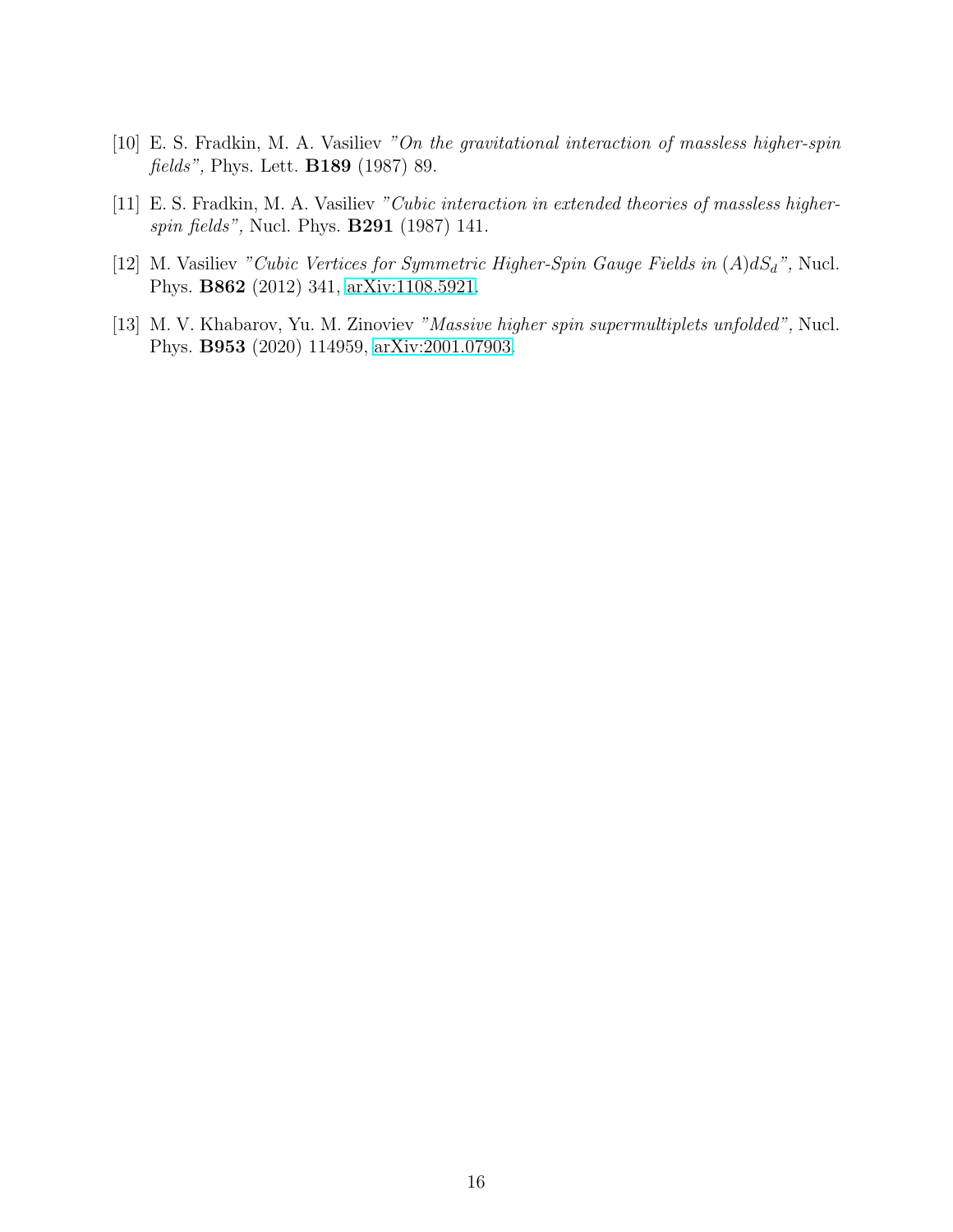[10] E. S. Fradkin, M. A. Vasiliev *"On the gravitational interaction of massless higher-spin fields",* Phys. Lett. **B189** (1987) 89.

[11] E. S. Fradkin, M. A. Vasiliev *"Cubic interaction in extended theories of massless higher-spin fields",* Nucl. Phys. **B291** (1987) 141.

[12] M. Vasiliev *"Cubic Vertices for Symmetric Higher-Spin Gauge Fields in $(A)dS_d$",* Nucl. Phys. **B862** (2012) 341, arXiv:1108.5921.

[13] M. V. Khabarov, Yu. M. Zinoviev *"Massive higher spin supermultiplets unfolded",* Nucl. Phys. **B953** (2020) 114959, arXiv:2001.07903.